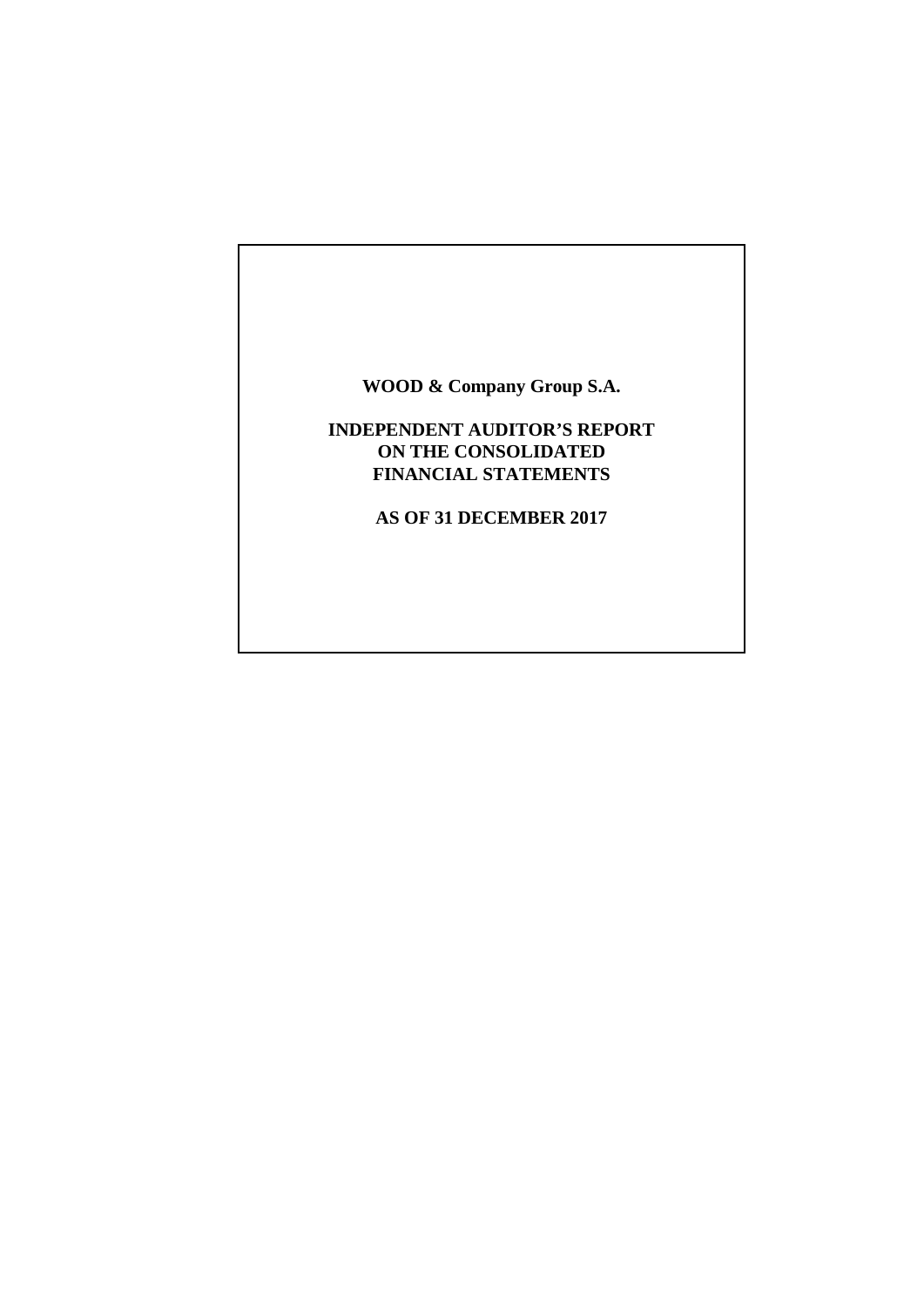**WOOD & Company Group S.A.**

**INDEPENDENT AUDITOR'S REPORT**
**ON THE CONSOLIDATED**
**FINANCIAL STATEMENTS**

**AS OF 31 DECEMBER 2017**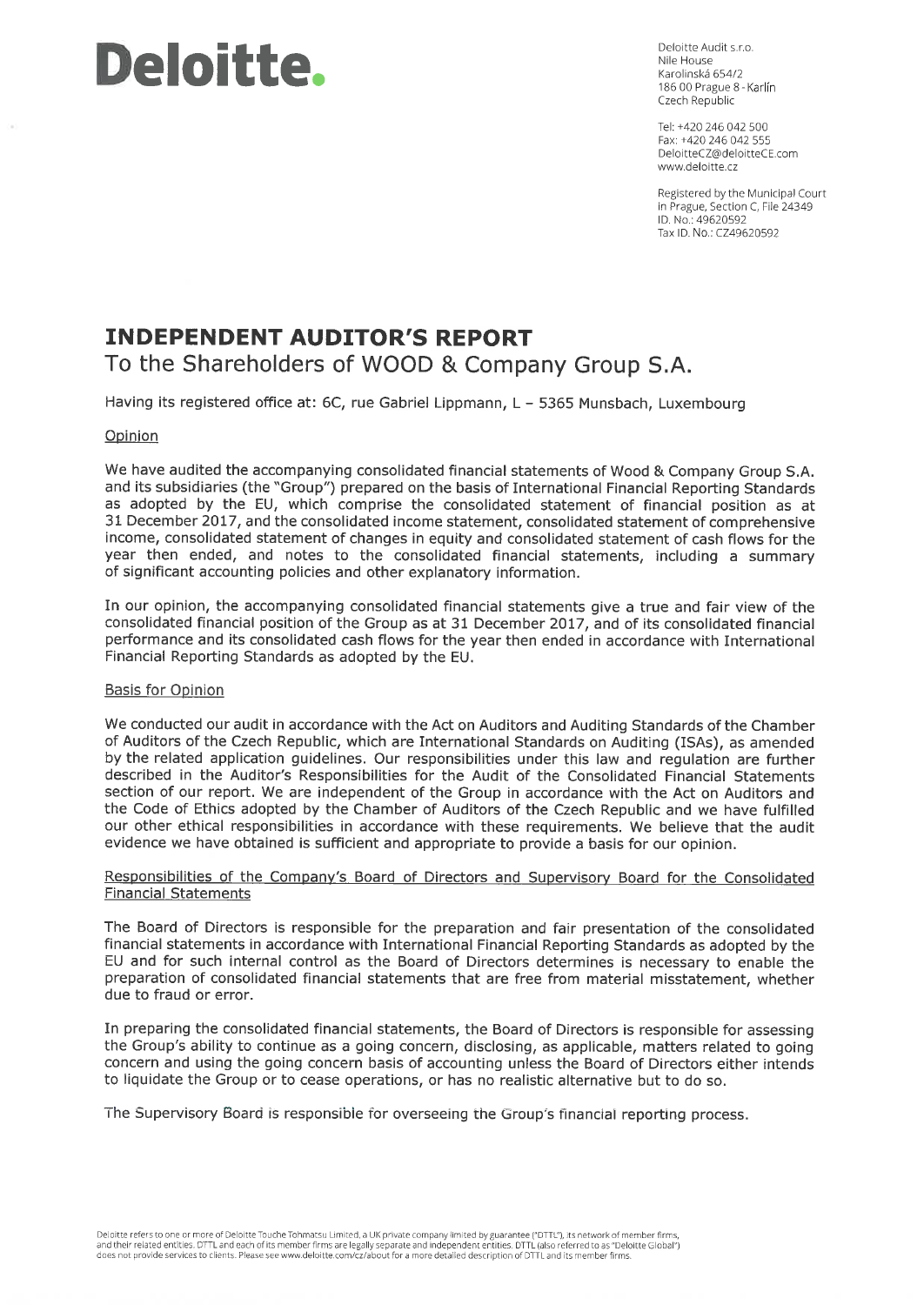# Deloitte.

Deloitte Audit s.r.o.
Nile House
Karolinská 654/2
186 00 Prague 8 - Karlín
Czech Republic

Tel: +420 246 042 500
Fax: +420 246 042 555
DeloitteCZ@deloitteCE.com
www.deloitte.cz

Registered by the Municipal Court in Prague, Section C, File 24349
ID. No.: 49620592
Tax ID. No.: CZ49620592

## INDEPENDENT AUDITOR'S REPORT

To the Shareholders of WOOD & Company Group S.A.

Having its registered office at: 6C, rue Gabriel Lippmann, L – 5365 Munsbach, Luxembourg

### Opinion

We have audited the accompanying consolidated financial statements of Wood & Company Group S.A. and its subsidiaries (the "Group") prepared on the basis of International Financial Reporting Standards as adopted by the EU, which comprise the consolidated statement of financial position as at 31 December 2017, and the consolidated income statement, consolidated statement of comprehensive income, consolidated statement of changes in equity and consolidated statement of cash flows for the year then ended, and notes to the consolidated financial statements, including a summary of significant accounting policies and other explanatory information.

In our opinion, the accompanying consolidated financial statements give a true and fair view of the consolidated financial position of the Group as at 31 December 2017, and of its consolidated financial performance and its consolidated cash flows for the year then ended in accordance with International Financial Reporting Standards as adopted by the EU.

### Basis for Opinion

We conducted our audit in accordance with the Act on Auditors and Auditing Standards of the Chamber of Auditors of the Czech Republic, which are International Standards on Auditing (ISAs), as amended by the related application guidelines. Our responsibilities under this law and regulation are further described in the Auditor's Responsibilities for the Audit of the Consolidated Financial Statements section of our report. We are independent of the Group in accordance with the Act on Auditors and the Code of Ethics adopted by the Chamber of Auditors of the Czech Republic and we have fulfilled our other ethical responsibilities in accordance with these requirements. We believe that the audit evidence we have obtained is sufficient and appropriate to provide a basis for our opinion.

### Responsibilities of the Company's Board of Directors and Supervisory Board for the Consolidated Financial Statements

The Board of Directors is responsible for the preparation and fair presentation of the consolidated financial statements in accordance with International Financial Reporting Standards as adopted by the EU and for such internal control as the Board of Directors determines is necessary to enable the preparation of consolidated financial statements that are free from material misstatement, whether due to fraud or error.

In preparing the consolidated financial statements, the Board of Directors is responsible for assessing the Group's ability to continue as a going concern, disclosing, as applicable, matters related to going concern and using the going concern basis of accounting unless the Board of Directors either intends to liquidate the Group or to cease operations, or has no realistic alternative but to do so.

The Supervisory Board is responsible for overseeing the Group's financial reporting process.

Deloitte refers to one or more of Deloitte Touche Tohmatsu Limited, a UK private company limited by guarantee ("DTTL"), its network of member firms, and their related entities. DTTL and each of its member firms are legally separate and independent entities. DTTL (also referred to as "Deloitte Global") does not provide services to clients. Please see www.deloitte.com/cz/about for a more detailed description of DTTL and its member firms.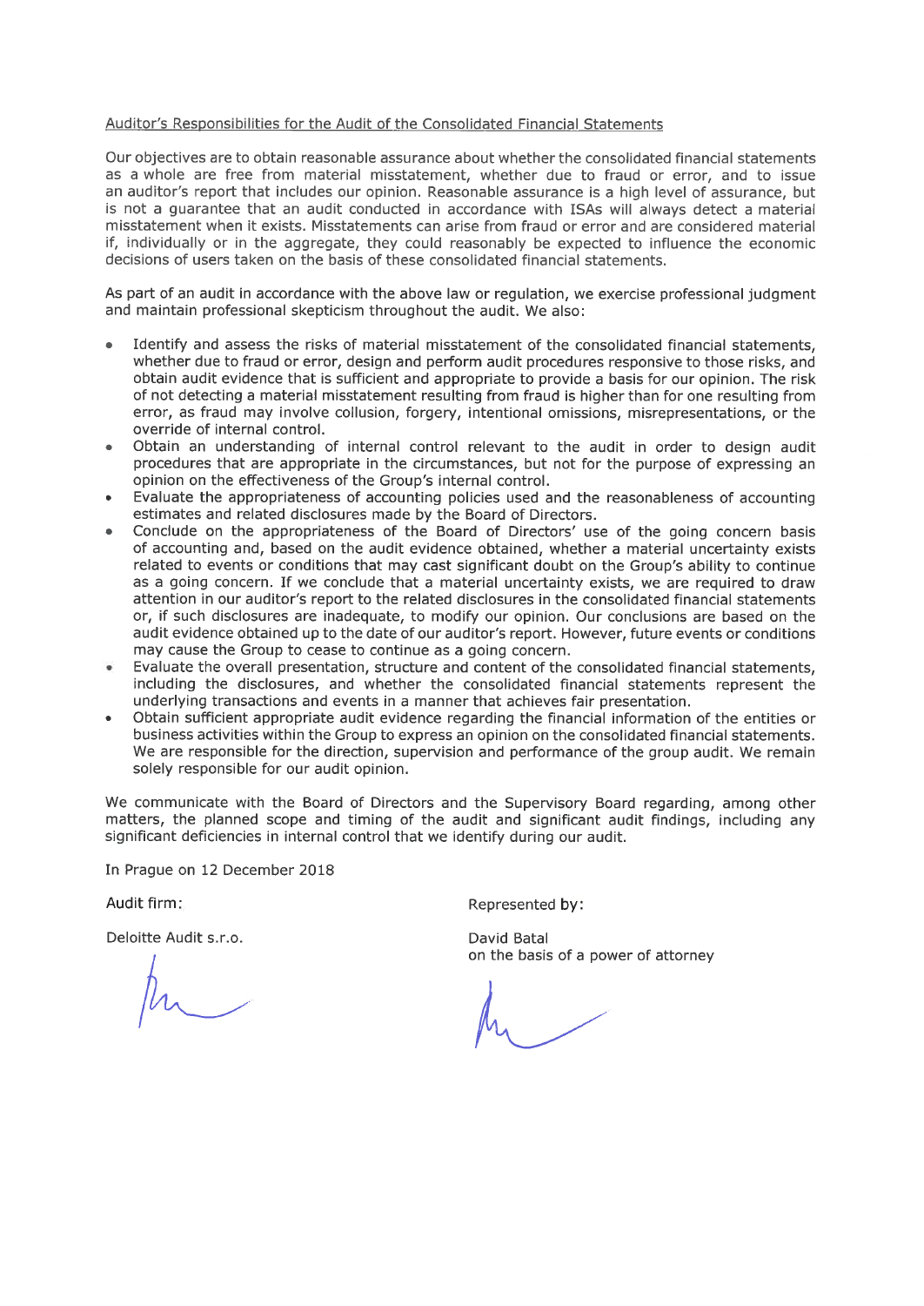## Auditor's Responsibilities for the Audit of the Consolidated Financial Statements

Our objectives are to obtain reasonable assurance about whether the consolidated financial statements as a whole are free from material misstatement, whether due to fraud or error, and to issue an auditor's report that includes our opinion. Reasonable assurance is a high level of assurance, but is not a guarantee that an audit conducted in accordance with ISAs will always detect a material misstatement when it exists. Misstatements can arise from fraud or error and are considered material if, individually or in the aggregate, they could reasonably be expected to influence the economic decisions of users taken on the basis of these consolidated financial statements.

As part of an audit in accordance with the above law or regulation, we exercise professional judgment and maintain professional skepticism throughout the audit. We also:

- Identify and assess the risks of material misstatement of the consolidated financial statements, whether due to fraud or error, design and perform audit procedures responsive to those risks, and obtain audit evidence that is sufficient and appropriate to provide a basis for our opinion. The risk of not detecting a material misstatement resulting from fraud is higher than for one resulting from error, as fraud may involve collusion, forgery, intentional omissions, misrepresentations, or the override of internal control.
- Obtain an understanding of internal control relevant to the audit in order to design audit procedures that are appropriate in the circumstances, but not for the purpose of expressing an opinion on the effectiveness of the Group's internal control.
- Evaluate the appropriateness of accounting policies used and the reasonableness of accounting estimates and related disclosures made by the Board of Directors.
- Conclude on the appropriateness of the Board of Directors' use of the going concern basis of accounting and, based on the audit evidence obtained, whether a material uncertainty exists related to events or conditions that may cast significant doubt on the Group's ability to continue as a going concern. If we conclude that a material uncertainty exists, we are required to draw attention in our auditor's report to the related disclosures in the consolidated financial statements or, if such disclosures are inadequate, to modify our opinion. Our conclusions are based on the audit evidence obtained up to the date of our auditor's report. However, future events or conditions may cause the Group to cease to continue as a going concern.
- Evaluate the overall presentation, structure and content of the consolidated financial statements, including the disclosures, and whether the consolidated financial statements represent the underlying transactions and events in a manner that achieves fair presentation.
- Obtain sufficient appropriate audit evidence regarding the financial information of the entities or business activities within the Group to express an opinion on the consolidated financial statements. We are responsible for the direction, supervision and performance of the group audit. We remain solely responsible for our audit opinion.

We communicate with the Board of Directors and the Supervisory Board regarding, among other matters, the planned scope and timing of the audit and significant audit findings, including any significant deficiencies in internal control that we identify during our audit.

In Prague on 12 December 2018

Audit firm:

Deloitte Audit s.r.o.

Represented by:

David Batal
on the basis of a power of attorney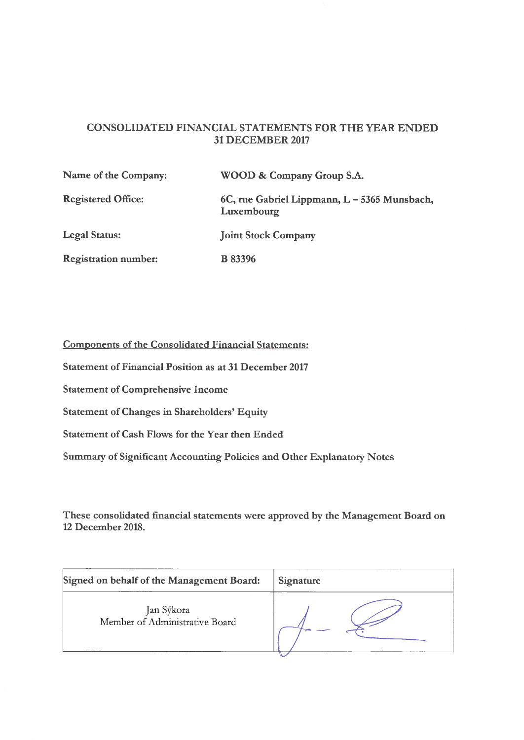# CONSOLIDATED FINANCIAL STATEMENTS FOR THE YEAR ENDED 31 DECEMBER 2017

**Name of the Company:** WOOD & Company Group S.A.

**Registered Office:** 6C, rue Gabriel Lippmann, L – 5365 Munsbach, Luxembourg

**Legal Status:** Joint Stock Company

**Registration number:** B 83396

**Components of the Consolidated Financial Statements:**

**Statement of Financial Position as at 31 December 2017**

**Statement of Comprehensive Income**

**Statement of Changes in Shareholders' Equity**

**Statement of Cash Flows for the Year then Ended**

**Summary of Significant Accounting Policies and Other Explanatory Notes**

**These consolidated financial statements were approved by the Management Board on 12 December 2018.**

| Signed on behalf of the Management Board: | Signature |
| --- | --- |
| Jan Sýkora<br>Member of Administrative Board | |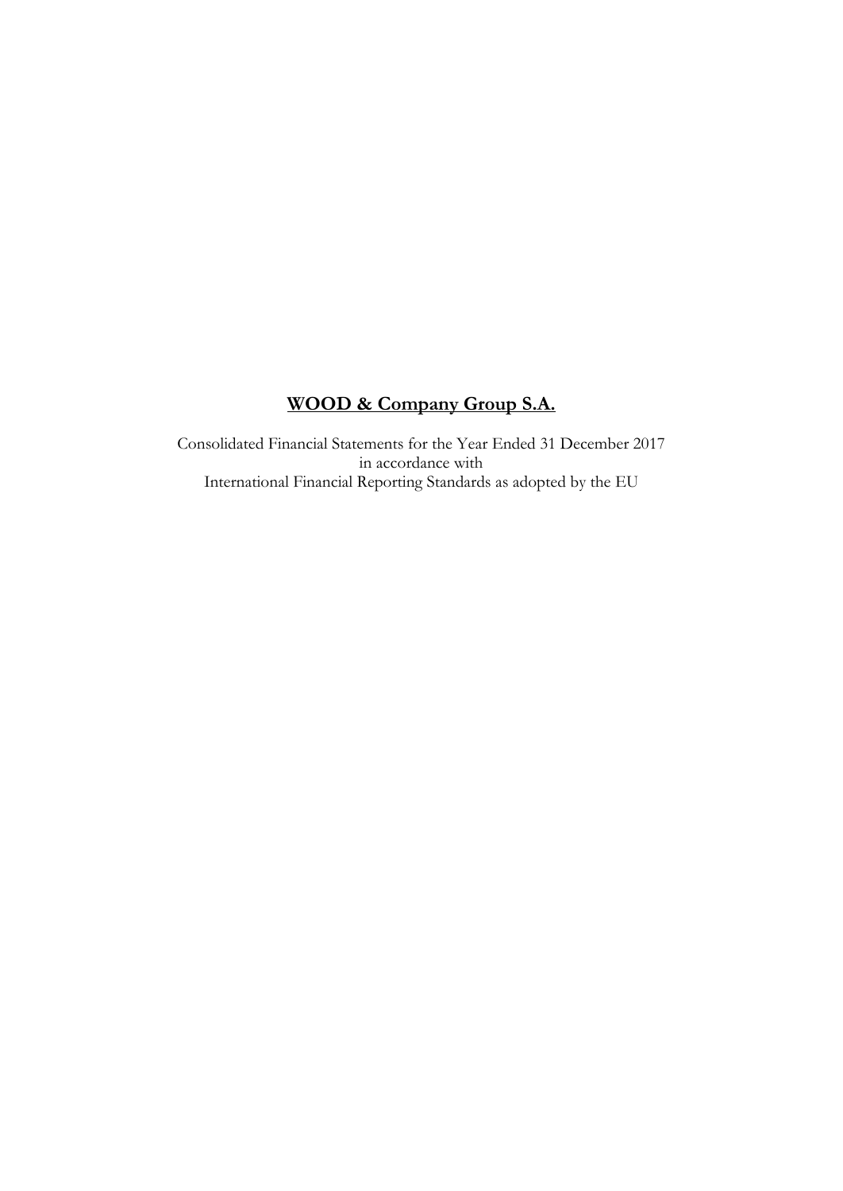# WOOD & Company Group S.A.

Consolidated Financial Statements for the Year Ended 31 December 2017
in accordance with
International Financial Reporting Standards as adopted by the EU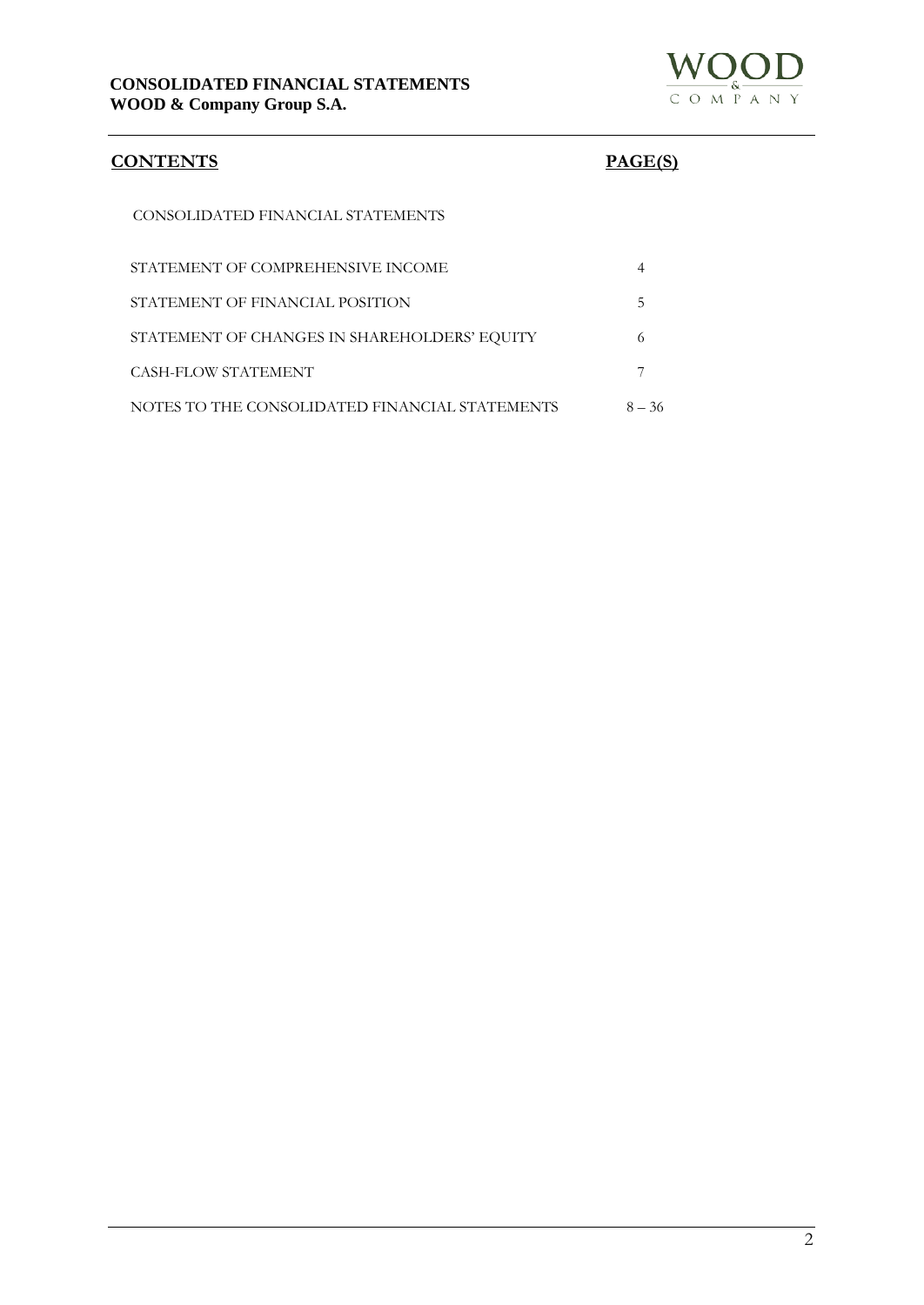## CONTENTS

| | PAGE(S) |
|---|---|
| CONSOLIDATED FINANCIAL STATEMENTS | |
| STATEMENT OF COMPREHENSIVE INCOME | 4 |
| STATEMENT OF FINANCIAL POSITION | 5 |
| STATEMENT OF CHANGES IN SHAREHOLDERS' EQUITY | 6 |
| CASH-FLOW STATEMENT | 7 |
| NOTES TO THE CONSOLIDATED FINANCIAL STATEMENTS | 8 – 36 |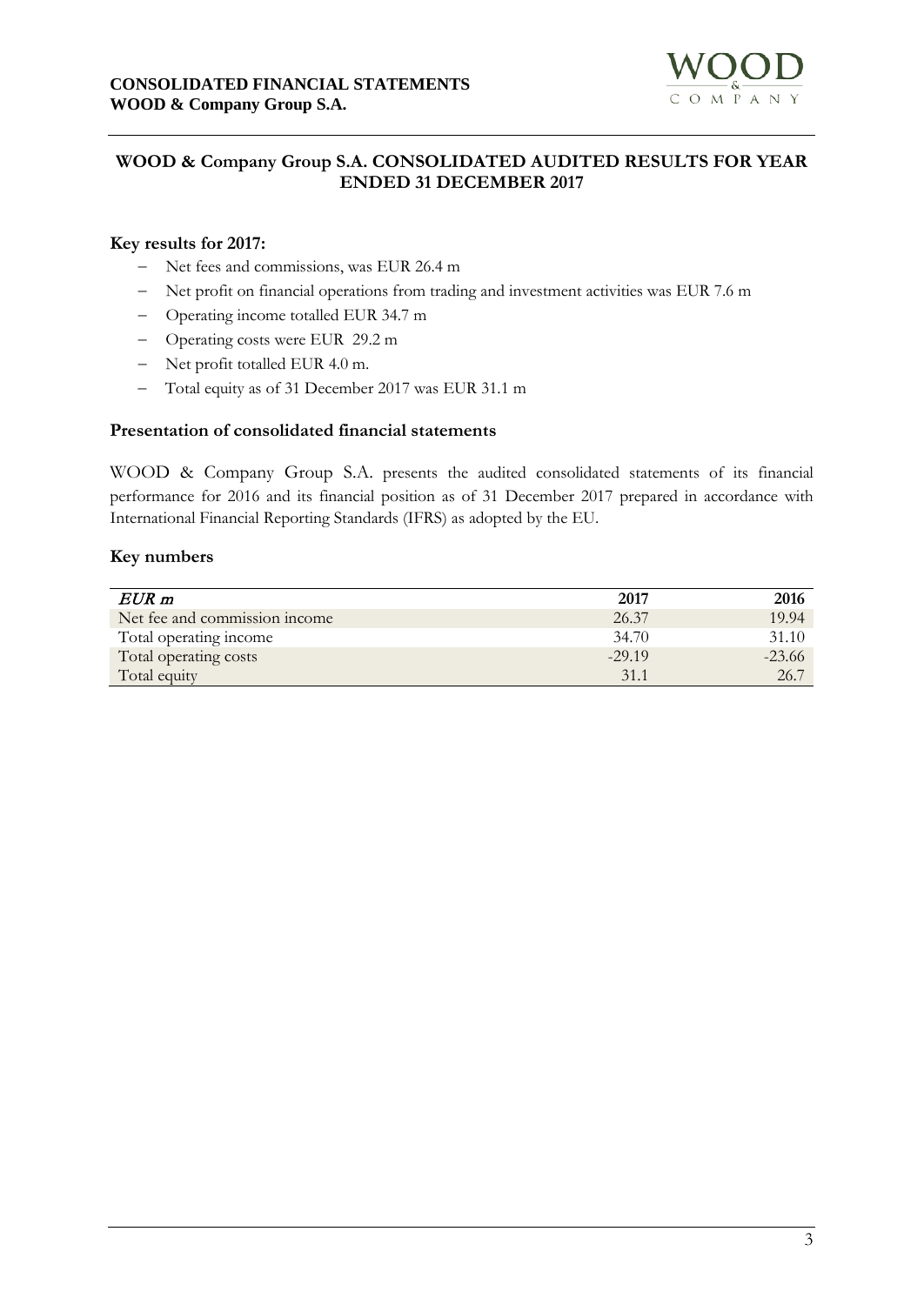## WOOD & Company Group S.A. CONSOLIDATED AUDITED RESULTS FOR YEAR ENDED 31 DECEMBER 2017

### Key results for 2017:

- Net fees and commissions, was EUR 26.4 m
- Net profit on financial operations from trading and investment activities was EUR 7.6 m
- Operating income totalled EUR 34.7 m
- Operating costs were EUR 29.2 m
- Net profit totalled EUR 4.0 m.
- Total equity as of 31 December 2017 was EUR 31.1 m

### Presentation of consolidated financial statements

WOOD & Company Group S.A. presents the audited consolidated statements of its financial performance for 2016 and its financial position as of 31 December 2017 prepared in accordance with International Financial Reporting Standards (IFRS) as adopted by the EU.

### Key numbers

| *EUR m* | **2017** | **2016** |
|---|---|---|
| Net fee and commission income | 26.37 | 19.94 |
| Total operating income | 34.70 | 31.10 |
| Total operating costs | -29.19 | -23.66 |
| Total equity | 31.1 | 26.7 |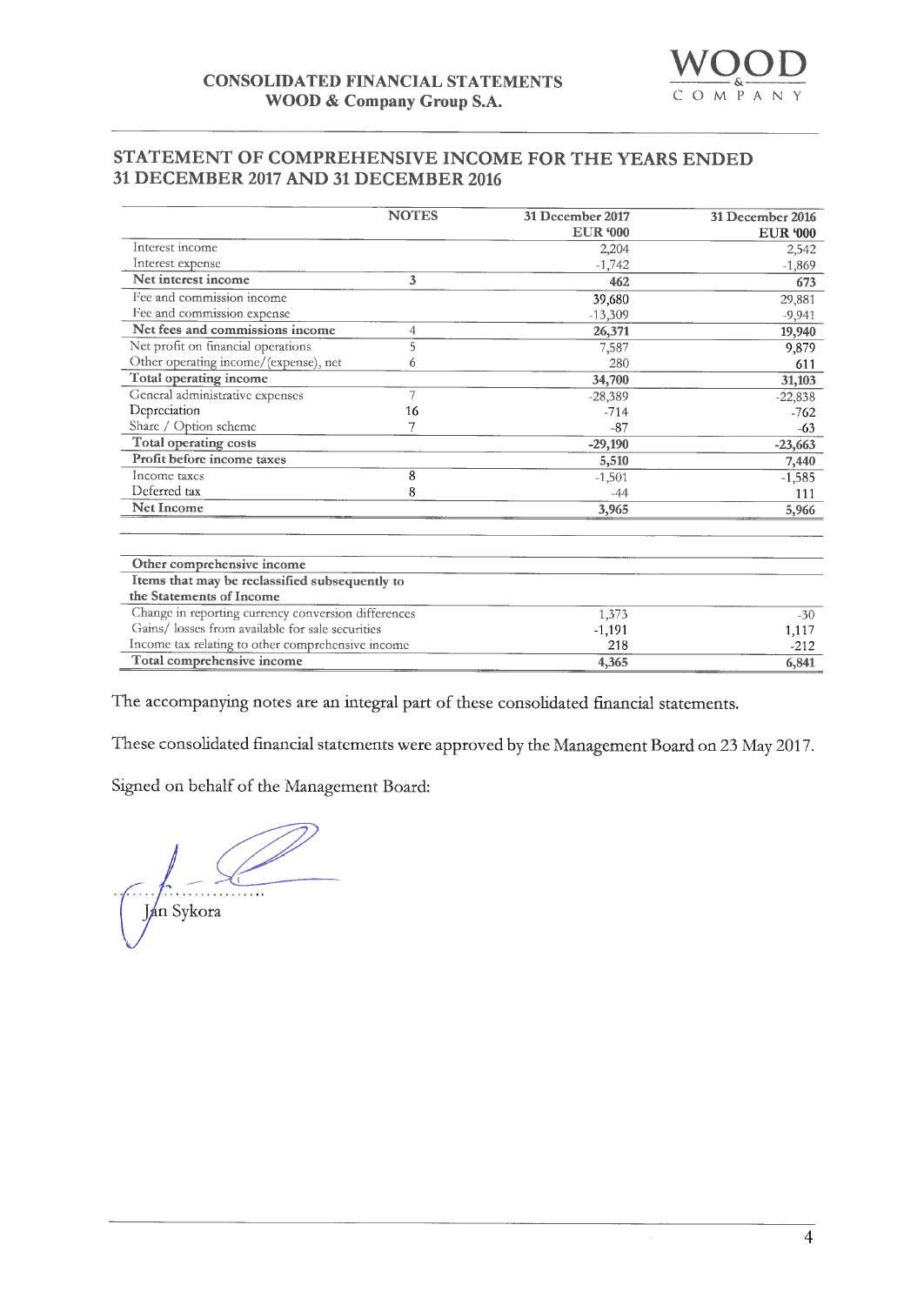## STATEMENT OF COMPREHENSIVE INCOME FOR THE YEARS ENDED 31 DECEMBER 2017 AND 31 DECEMBER 2016

| | NOTES | 31 December 2017 EUR '000 | 31 December 2016 EUR '000 |
|---|---|---|---|
| Interest income | | 2,204 | 2,542 |
| Interest expense | | -1,742 | -1,869 |
| **Net interest income** | 3 | **462** | **673** |
| Fee and commission income | | 39,680 | 29,881 |
| Fee and commission expense | | -13,309 | -9,941 |
| **Net fees and commissions income** | 4 | **26,371** | **19,940** |
| Net profit on financial operations | 5 | 7,587 | 9,879 |
| Other operating income/(expense), net | 6 | 280 | 611 |
| **Total operating income** | | **34,700** | **31,103** |
| General administrative expenses | 7 | -28,389 | -22,838 |
| Depreciation | 16 | -714 | -762 |
| Share / Option scheme | 7 | -87 | -63 |
| **Total operating costs** | | **-29,190** | **-23,663** |
| **Profit before income taxes** | | **5,510** | **7,440** |
| Income taxes | 8 | -1,501 | -1,585 |
| Deferred tax | 8 | -44 | 111 |
| **Net Income** | | **3,965** | **5,966** |

| | | | |
|---|---|---|---|
| **Other comprehensive income** | | | |
| **Items that may be reclassified subsequently to the Statements of Income** | | | |
| Change in reporting currency conversion differences | | 1,373 | -30 |
| Gains/ losses from available for sale securities | | -1,191 | 1,117 |
| Income tax relating to other comprehensive income | | 218 | -212 |
| **Total comprehensive income** | | **4,365** | **6,841** |

The accompanying notes are an integral part of these consolidated financial statements.

These consolidated financial statements were approved by the Management Board on 23 May 2017.

Signed on behalf of the Management Board:

Jan Sykora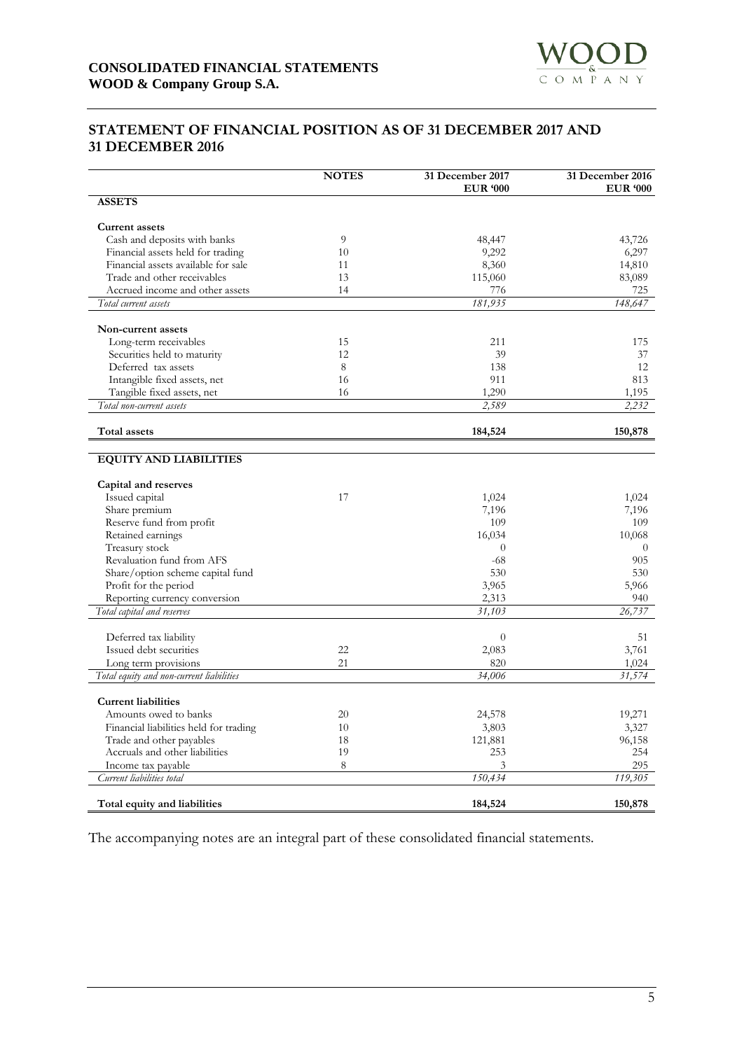## STATEMENT OF FINANCIAL POSITION AS OF 31 DECEMBER 2017 AND 31 DECEMBER 2016

| | NOTES | 31 December 2017 EUR '000 | 31 December 2016 EUR '000 |
|---|---|---|---|
| **ASSETS** | | | |
| **Current assets** | | | |
| Cash and deposits with banks | 9 | 48,447 | 43,726 |
| Financial assets held for trading | 10 | 9,292 | 6,297 |
| Financial assets available for sale | 11 | 8,360 | 14,810 |
| Trade and other receivables | 13 | 115,060 | 83,089 |
| Accrued income and other assets | 14 | 776 | 725 |
| *Total current assets* | | *181,935* | *148,647* |
| **Non-current assets** | | | |
| Long-term receivables | 15 | 211 | 175 |
| Securities held to maturity | 12 | 39 | 37 |
| Deferred tax assets | 8 | 138 | 12 |
| Intangible fixed assets, net | 16 | 911 | 813 |
| Tangible fixed assets, net | 16 | 1,290 | 1,195 |
| *Total non-current assets* | | *2,589* | *2,232* |
| **Total assets** | | **184,524** | **150,878** |
| **EQUITY AND LIABILITIES** | | | |
| **Capital and reserves** | | | |
| Issued capital | 17 | 1,024 | 1,024 |
| Share premium | | 7,196 | 7,196 |
| Reserve fund from profit | | 109 | 109 |
| Retained earnings | | 16,034 | 10,068 |
| Treasury stock | | 0 | 0 |
| Revaluation fund from AFS | | -68 | 905 |
| Share/option scheme capital fund | | 530 | 530 |
| Profit for the period | | 3,965 | 5,966 |
| Reporting currency conversion | | 2,313 | 940 |
| *Total capital and reserves* | | *31,103* | *26,737* |
| Deferred tax liability | | 0 | 51 |
| Issued debt securities | 22 | 2,083 | 3,761 |
| Long term provisions | 21 | 820 | 1,024 |
| *Total equity and non-current liabilities* | | *34,006* | *31,574* |
| **Current liabilities** | | | |
| Amounts owed to banks | 20 | 24,578 | 19,271 |
| Financial liabilities held for trading | 10 | 3,803 | 3,327 |
| Trade and other payables | 18 | 121,881 | 96,158 |
| Accruals and other liabilities | 19 | 253 | 254 |
| Income tax payable | 8 | 3 | 295 |
| *Current liabilities total* | | *150,434* | *119,305* |
| **Total equity and liabilities** | | **184,524** | **150,878** |

The accompanying notes are an integral part of these consolidated financial statements.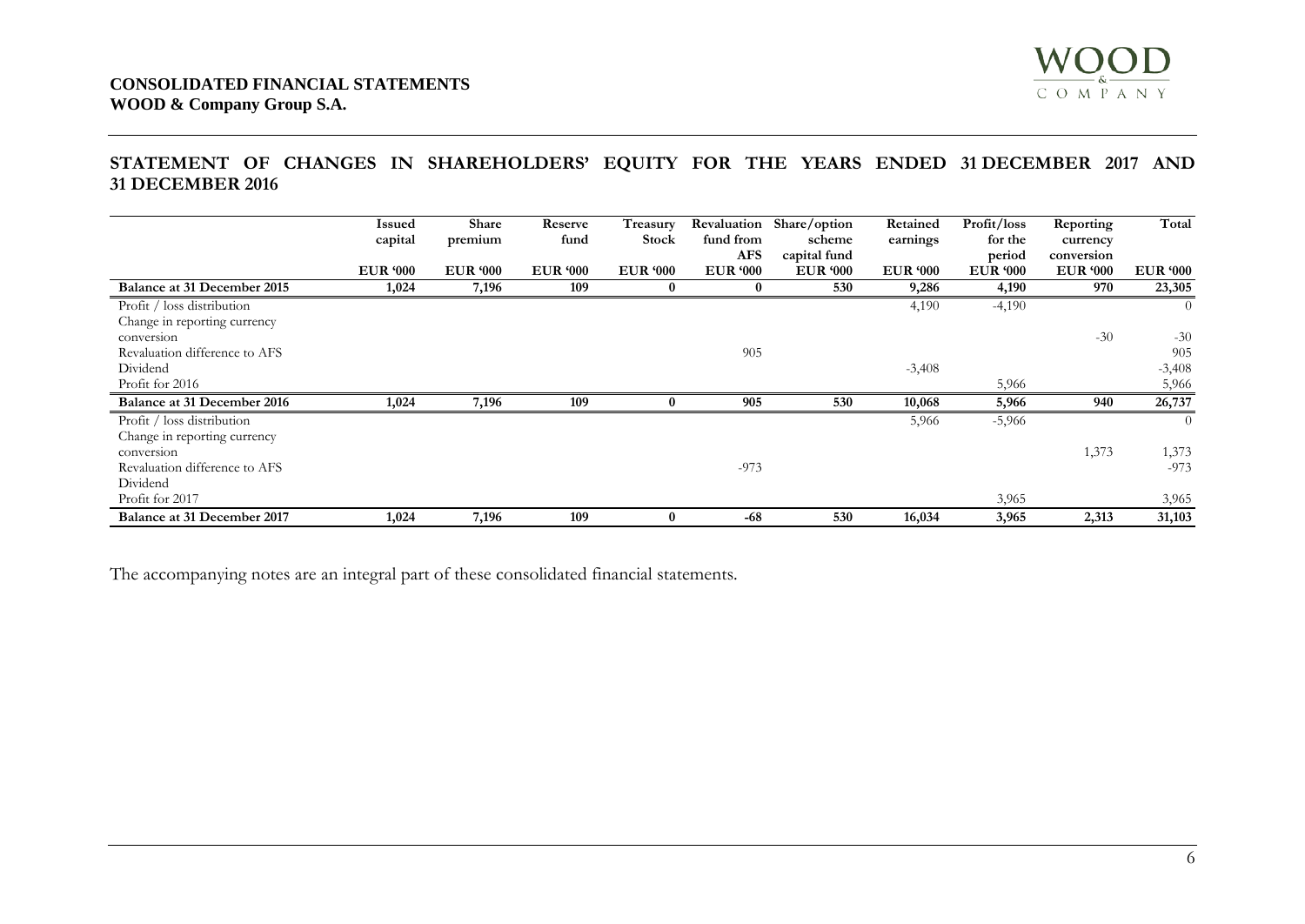**CONSOLIDATED FINANCIAL STATEMENTS**
**WOOD & Company Group S.A.**

## STATEMENT OF CHANGES IN SHAREHOLDERS' EQUITY FOR THE YEARS ENDED 31 DECEMBER 2017 AND 31 DECEMBER 2016

| | Issued capital | Share premium | Reserve fund | Treasury Stock | Revaluation fund from AFS | Share/option scheme capital fund | Retained earnings | Profit/loss for the period | Reporting currency conversion | Total |
|---|---|---|---|---|---|---|---|---|---|---|
| | EUR '000 | EUR '000 | EUR '000 | EUR '000 | EUR '000 | EUR '000 | EUR '000 | EUR '000 | EUR '000 | EUR '000 |
| **Balance at 31 December 2015** | **1,024** | **7,196** | **109** | **0** | **0** | **530** | **9,286** | **4,190** | **970** | **23,305** |
| Profit / loss distribution | | | | | | | 4,190 | -4,190 | | 0 |
| Change in reporting currency conversion | | | | | | | | | -30 | -30 |
| Revaluation difference to AFS | | | | | 905 | | | | | 905 |
| Dividend | | | | | | | -3,408 | | | -3,408 |
| Profit for 2016 | | | | | | | | 5,966 | | 5,966 |
| **Balance at 31 December 2016** | **1,024** | **7,196** | **109** | **0** | **905** | **530** | **10,068** | **5,966** | **940** | **26,737** |
| Profit / loss distribution | | | | | | | 5,966 | -5,966 | | 0 |
| Change in reporting currency conversion | | | | | | | | | 1,373 | 1,373 |
| Revaluation difference to AFS | | | | | -973 | | | | | -973 |
| Dividend | | | | | | | | | | |
| Profit for 2017 | | | | | | | | 3,965 | | 3,965 |
| **Balance at 31 December 2017** | **1,024** | **7,196** | **109** | **0** | **-68** | **530** | **16,034** | **3,965** | **2,313** | **31,103** |

The accompanying notes are an integral part of these consolidated financial statements.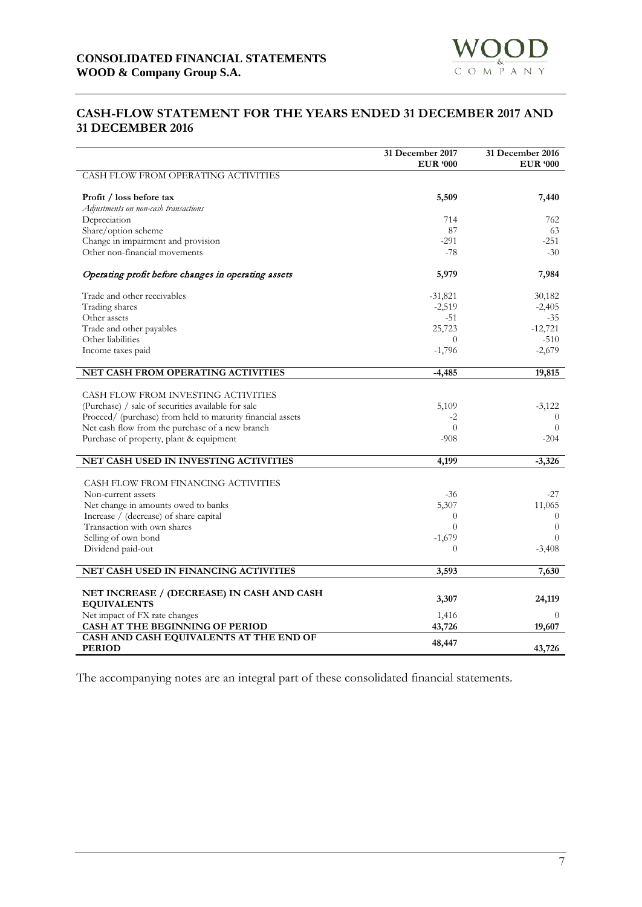# CONSOLIDATED FINANCIAL STATEMENTS
# WOOD & Company Group S.A.

## CASH-FLOW STATEMENT FOR THE YEARS ENDED 31 DECEMBER 2017 AND 31 DECEMBER 2016

| | 31 December 2017 EUR '000 | 31 December 2016 EUR '000 |
|---|---|---|
| CASH FLOW FROM OPERATING ACTIVITIES | | |
| **Profit / loss before tax** | **5,509** | **7,440** |
| *Adjustments on non-cash transactions* | | |
| Depreciation | 714 | 762 |
| Share/option scheme | 87 | 63 |
| Change in impairment and provision | -291 | -251 |
| Other non-financial movements | -78 | -30 |
| *Operating profit before changes in operating assets* | **5,979** | **7,984** |
| Trade and other receivables | -31,821 | 30,182 |
| Trading shares | -2,519 | -2,405 |
| Other assets | -51 | -35 |
| Trade and other payables | 25,723 | -12,721 |
| Other liabilities | 0 | -510 |
| Income taxes paid | -1,796 | -2,679 |
| **NET CASH FROM OPERATING ACTIVITIES** | **-4,485** | **19,815** |
| CASH FLOW FROM INVESTING ACTIVITIES | | |
| (Purchase) / sale of securities available for sale | 5,109 | -3,122 |
| Proceed/ (purchase) from held to maturity financial assets | -2 | 0 |
| Net cash flow from the purchase of a new branch | 0 | 0 |
| Purchase of property, plant & equipment | -908 | -204 |
| **NET CASH USED IN INVESTING ACTIVITIES** | **4,199** | **-3,326** |
| CASH FLOW FROM FINANCING ACTIVITIES | | |
| Non-current assets | -36 | -27 |
| Net change in amounts owed to banks | 5,307 | 11,065 |
| Increase / (decrease) of share capital | 0 | 0 |
| Transaction with own shares | 0 | 0 |
| Selling of own bond | -1,679 | 0 |
| Dividend paid-out | 0 | -3,408 |
| **NET CASH USED IN FINANCING ACTIVITIES** | **3,593** | **7,630** |
| **NET INCREASE / (DECREASE) IN CASH AND CASH EQUIVALENTS** | **3,307** | **24,119** |
| Net impact of FX rate changes | 1,416 | 0 |
| **CASH AT THE BEGINNING OF PERIOD** | **43,726** | **19,607** |
| **CASH AND CASH EQUIVALENTS AT THE END OF PERIOD** | **48,447** | **43,726** |

The accompanying notes are an integral part of these consolidated financial statements.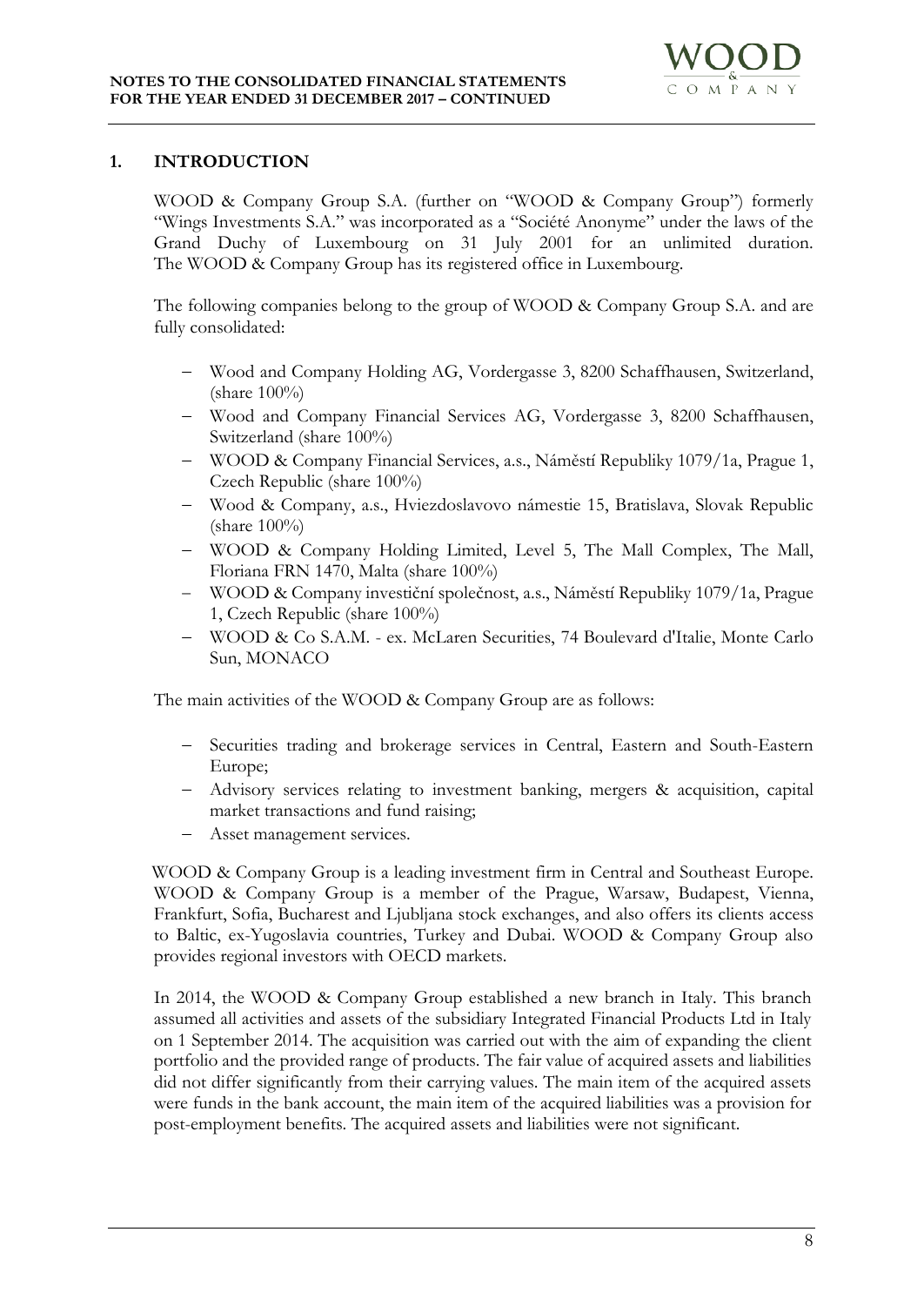## 1. INTRODUCTION

WOOD & Company Group S.A. (further on "WOOD & Company Group") formerly "Wings Investments S.A." was incorporated as a "Société Anonyme" under the laws of the Grand Duchy of Luxembourg on 31 July 2001 for an unlimited duration. The WOOD & Company Group has its registered office in Luxembourg.

The following companies belong to the group of WOOD & Company Group S.A. and are fully consolidated:

- Wood and Company Holding AG, Vordergasse 3, 8200 Schaffhausen, Switzerland, (share 100%)
- Wood and Company Financial Services AG, Vordergasse 3, 8200 Schaffhausen, Switzerland (share 100%)
- WOOD & Company Financial Services, a.s., Náměstí Republiky 1079/1a, Prague 1, Czech Republic (share 100%)
- Wood & Company, a.s., Hviezdoslavovo námestie 15, Bratislava, Slovak Republic (share 100%)
- WOOD & Company Holding Limited, Level 5, The Mall Complex, The Mall, Floriana FRN 1470, Malta (share 100%)
- WOOD & Company investiční společnost, a.s., Náměstí Republiky 1079/1a, Prague 1, Czech Republic (share 100%)
- WOOD & Co S.A.M. - ex. McLaren Securities, 74 Boulevard d'Italie, Monte Carlo Sun, MONACO

The main activities of the WOOD & Company Group are as follows:

- Securities trading and brokerage services in Central, Eastern and South-Eastern Europe;
- Advisory services relating to investment banking, mergers & acquisition, capital market transactions and fund raising;
- Asset management services.

WOOD & Company Group is a leading investment firm in Central and Southeast Europe. WOOD & Company Group is a member of the Prague, Warsaw, Budapest, Vienna, Frankfurt, Sofia, Bucharest and Ljubljana stock exchanges, and also offers its clients access to Baltic, ex-Yugoslavia countries, Turkey and Dubai. WOOD & Company Group also provides regional investors with OECD markets.

In 2014, the WOOD & Company Group established a new branch in Italy. This branch assumed all activities and assets of the subsidiary Integrated Financial Products Ltd in Italy on 1 September 2014. The acquisition was carried out with the aim of expanding the client portfolio and the provided range of products. The fair value of acquired assets and liabilities did not differ significantly from their carrying values. The main item of the acquired assets were funds in the bank account, the main item of the acquired liabilities was a provision for post-employment benefits. The acquired assets and liabilities were not significant.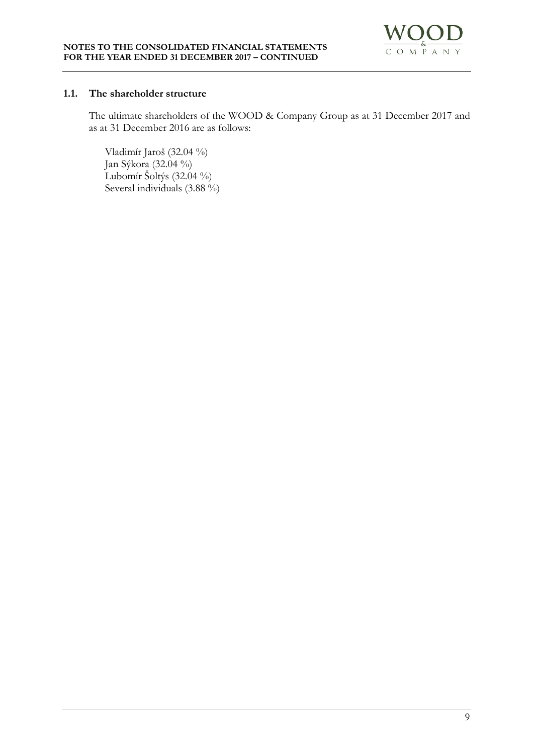## 1.1. The shareholder structure

The ultimate shareholders of the WOOD & Company Group as at 31 December 2017 and as at 31 December 2016 are as follows:

Vladimír Jaroš (32.04 %)
Jan Sýkora (32.04 %)
Lubomír Šoltýs (32.04 %)
Several individuals (3.88 %)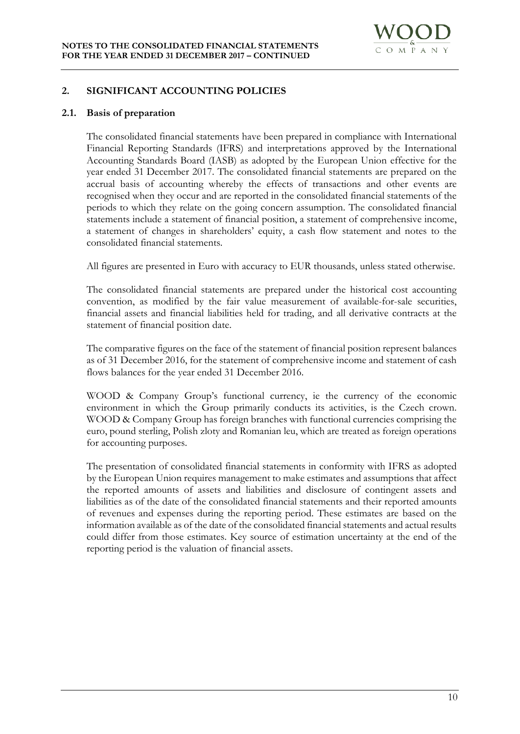## 2. SIGNIFICANT ACCOUNTING POLICIES

### 2.1. Basis of preparation

The consolidated financial statements have been prepared in compliance with International Financial Reporting Standards (IFRS) and interpretations approved by the International Accounting Standards Board (IASB) as adopted by the European Union effective for the year ended 31 December 2017. The consolidated financial statements are prepared on the accrual basis of accounting whereby the effects of transactions and other events are recognised when they occur and are reported in the consolidated financial statements of the periods to which they relate on the going concern assumption. The consolidated financial statements include a statement of financial position, a statement of comprehensive income, a statement of changes in shareholders' equity, a cash flow statement and notes to the consolidated financial statements.

All figures are presented in Euro with accuracy to EUR thousands, unless stated otherwise.

The consolidated financial statements are prepared under the historical cost accounting convention, as modified by the fair value measurement of available-for-sale securities, financial assets and financial liabilities held for trading, and all derivative contracts at the statement of financial position date.

The comparative figures on the face of the statement of financial position represent balances as of 31 December 2016, for the statement of comprehensive income and statement of cash flows balances for the year ended 31 December 2016.

WOOD & Company Group's functional currency, ie the currency of the economic environment in which the Group primarily conducts its activities, is the Czech crown. WOOD & Company Group has foreign branches with functional currencies comprising the euro, pound sterling, Polish zloty and Romanian leu, which are treated as foreign operations for accounting purposes.

The presentation of consolidated financial statements in conformity with IFRS as adopted by the European Union requires management to make estimates and assumptions that affect the reported amounts of assets and liabilities and disclosure of contingent assets and liabilities as of the date of the consolidated financial statements and their reported amounts of revenues and expenses during the reporting period. These estimates are based on the information available as of the date of the consolidated financial statements and actual results could differ from those estimates. Key source of estimation uncertainty at the end of the reporting period is the valuation of financial assets.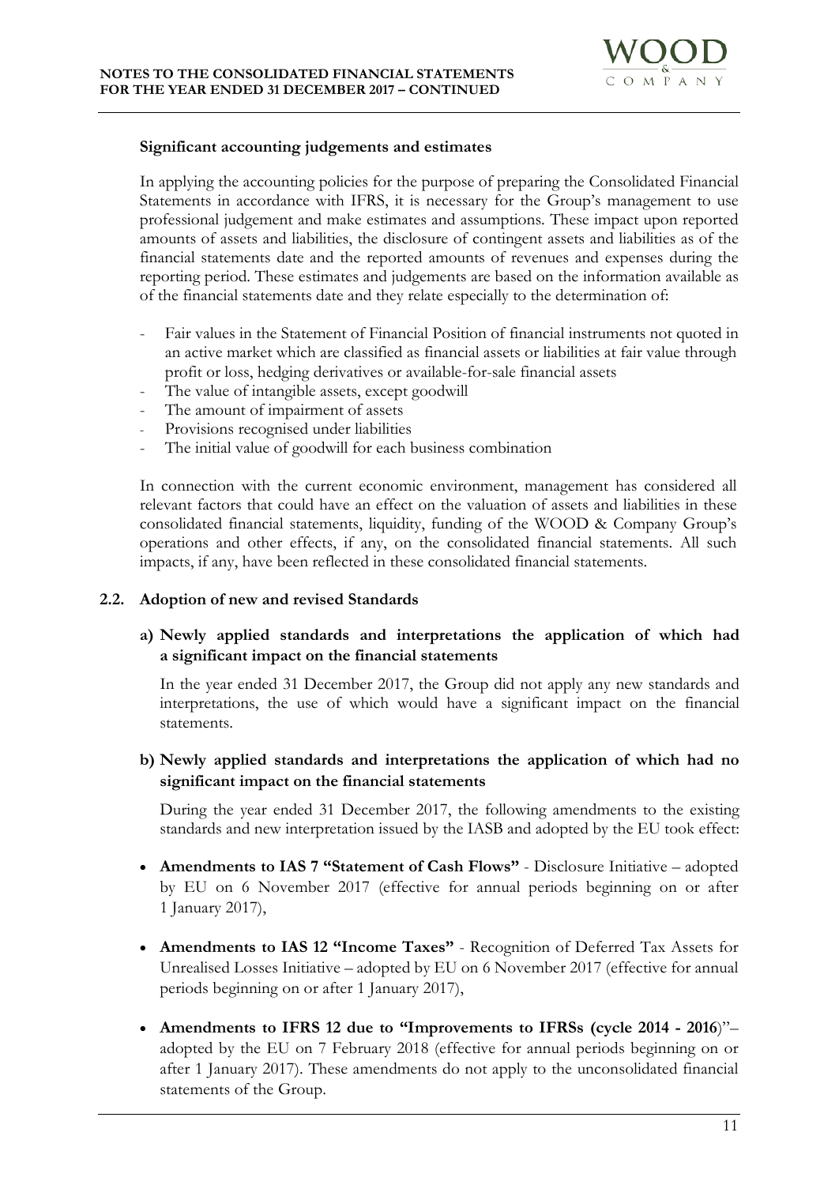**Significant accounting judgements and estimates**

In applying the accounting policies for the purpose of preparing the Consolidated Financial Statements in accordance with IFRS, it is necessary for the Group's management to use professional judgement and make estimates and assumptions. These impact upon reported amounts of assets and liabilities, the disclosure of contingent assets and liabilities as of the financial statements date and the reported amounts of revenues and expenses during the reporting period. These estimates and judgements are based on the information available as of the financial statements date and they relate especially to the determination of:

- Fair values in the Statement of Financial Position of financial instruments not quoted in an active market which are classified as financial assets or liabilities at fair value through profit or loss, hedging derivatives or available-for-sale financial assets
- The value of intangible assets, except goodwill
- The amount of impairment of assets
- Provisions recognised under liabilities
- The initial value of goodwill for each business combination

In connection with the current economic environment, management has considered all relevant factors that could have an effect on the valuation of assets and liabilities in these consolidated financial statements, liquidity, funding of the WOOD & Company Group's operations and other effects, if any, on the consolidated financial statements. All such impacts, if any, have been reflected in these consolidated financial statements.

## 2.2. Adoption of new and revised Standards

### a) Newly applied standards and interpretations the application of which had a significant impact on the financial statements

In the year ended 31 December 2017, the Group did not apply any new standards and interpretations, the use of which would have a significant impact on the financial statements.

### b) Newly applied standards and interpretations the application of which had no significant impact on the financial statements

During the year ended 31 December 2017, the following amendments to the existing standards and new interpretation issued by the IASB and adopted by the EU took effect:

- **Amendments to IAS 7 "Statement of Cash Flows"** - Disclosure Initiative – adopted by EU on 6 November 2017 (effective for annual periods beginning on or after 1 January 2017),

- **Amendments to IAS 12 "Income Taxes"** - Recognition of Deferred Tax Assets for Unrealised Losses Initiative – adopted by EU on 6 November 2017 (effective for annual periods beginning on or after 1 January 2017),

- **Amendments to IFRS 12 due to "Improvements to IFRSs (cycle 2014 - 2016**)"– adopted by the EU on 7 February 2018 (effective for annual periods beginning on or after 1 January 2017). These amendments do not apply to the unconsolidated financial statements of the Group.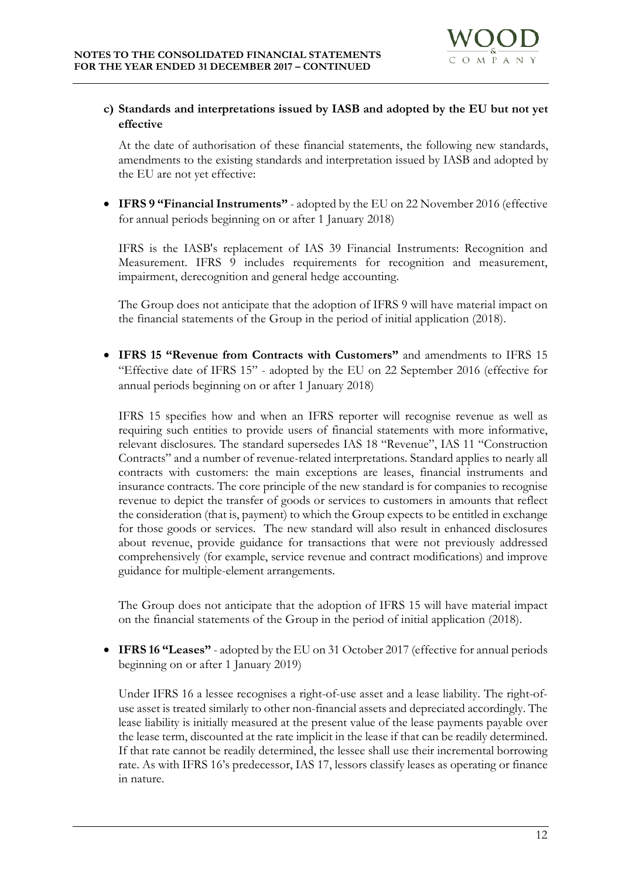**c) Standards and interpretations issued by IASB and adopted by the EU but not yet effective**

At the date of authorisation of these financial statements, the following new standards, amendments to the existing standards and interpretation issued by IASB and adopted by the EU are not yet effective:

- **IFRS 9 "Financial Instruments"** - adopted by the EU on 22 November 2016 (effective for annual periods beginning on or after 1 January 2018)

  IFRS is the IASB's replacement of IAS 39 Financial Instruments: Recognition and Measurement. IFRS 9 includes requirements for recognition and measurement, impairment, derecognition and general hedge accounting.

  The Group does not anticipate that the adoption of IFRS 9 will have material impact on the financial statements of the Group in the period of initial application (2018).

- **IFRS 15 "Revenue from Contracts with Customers"** and amendments to IFRS 15 "Effective date of IFRS 15" - adopted by the EU on 22 September 2016 (effective for annual periods beginning on or after 1 January 2018)

  IFRS 15 specifies how and when an IFRS reporter will recognise revenue as well as requiring such entities to provide users of financial statements with more informative, relevant disclosures. The standard supersedes IAS 18 "Revenue", IAS 11 "Construction Contracts" and a number of revenue-related interpretations. Standard applies to nearly all contracts with customers: the main exceptions are leases, financial instruments and insurance contracts. The core principle of the new standard is for companies to recognise revenue to depict the transfer of goods or services to customers in amounts that reflect the consideration (that is, payment) to which the Group expects to be entitled in exchange for those goods or services. The new standard will also result in enhanced disclosures about revenue, provide guidance for transactions that were not previously addressed comprehensively (for example, service revenue and contract modifications) and improve guidance for multiple-element arrangements.

  The Group does not anticipate that the adoption of IFRS 15 will have material impact on the financial statements of the Group in the period of initial application (2018).

- **IFRS 16 "Leases"** - adopted by the EU on 31 October 2017 (effective for annual periods beginning on or after 1 January 2019)

  Under IFRS 16 a lessee recognises a right-of-use asset and a lease liability. The right-of-use asset is treated similarly to other non-financial assets and depreciated accordingly. The lease liability is initially measured at the present value of the lease payments payable over the lease term, discounted at the rate implicit in the lease if that can be readily determined. If that rate cannot be readily determined, the lessee shall use their incremental borrowing rate. As with IFRS 16's predecessor, IAS 17, lessors classify leases as operating or finance in nature.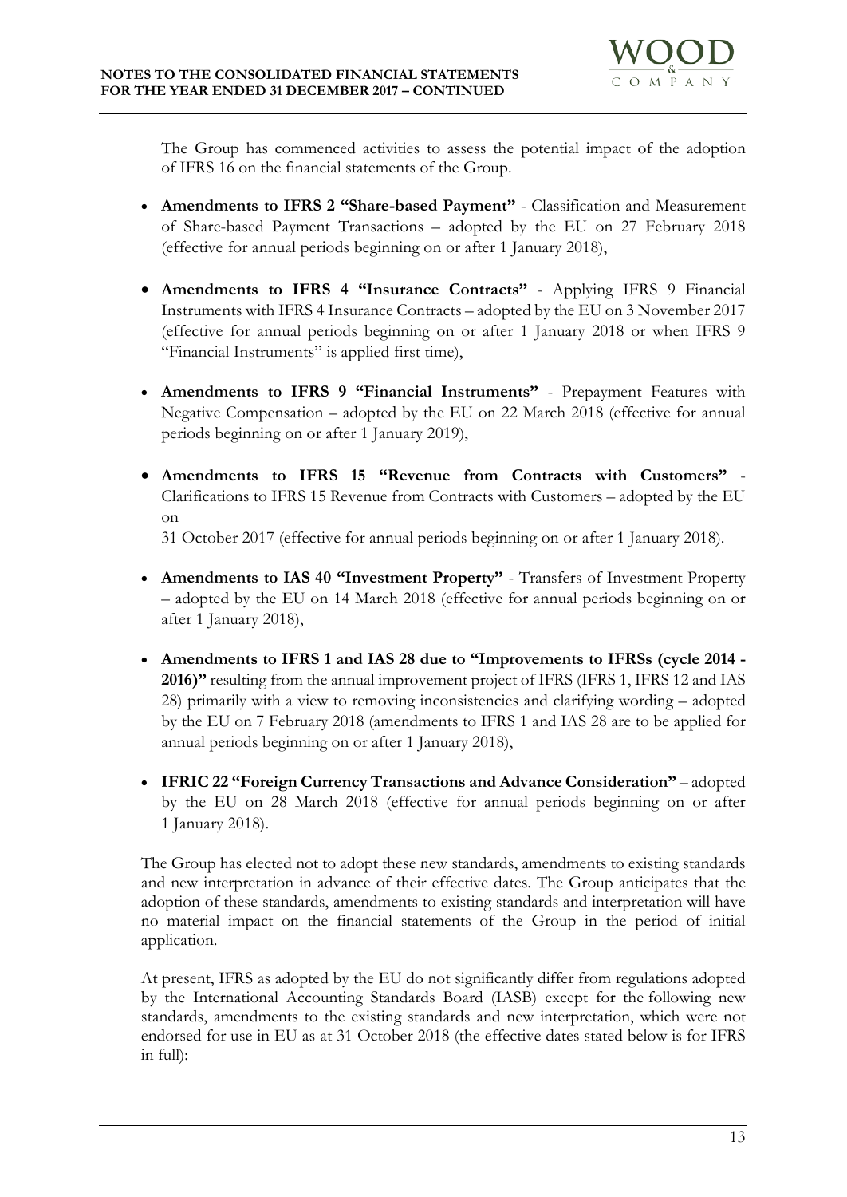The Group has commenced activities to assess the potential impact of the adoption of IFRS 16 on the financial statements of the Group.

- **Amendments to IFRS 2 "Share-based Payment"** - Classification and Measurement of Share-based Payment Transactions – adopted by the EU on 27 February 2018 (effective for annual periods beginning on or after 1 January 2018),

- **Amendments to IFRS 4 "Insurance Contracts"** - Applying IFRS 9 Financial Instruments with IFRS 4 Insurance Contracts – adopted by the EU on 3 November 2017 (effective for annual periods beginning on or after 1 January 2018 or when IFRS 9 "Financial Instruments" is applied first time),

- **Amendments to IFRS 9 "Financial Instruments"** - Prepayment Features with Negative Compensation – adopted by the EU on 22 March 2018 (effective for annual periods beginning on or after 1 January 2019),

- **Amendments to IFRS 15 "Revenue from Contracts with Customers"** - Clarifications to IFRS 15 Revenue from Contracts with Customers – adopted by the EU on
31 October 2017 (effective for annual periods beginning on or after 1 January 2018).

- **Amendments to IAS 40 "Investment Property"** - Transfers of Investment Property – adopted by the EU on 14 March 2018 (effective for annual periods beginning on or after 1 January 2018),

- **Amendments to IFRS 1 and IAS 28 due to "Improvements to IFRSs (cycle 2014 - 2016)"** resulting from the annual improvement project of IFRS (IFRS 1, IFRS 12 and IAS 28) primarily with a view to removing inconsistencies and clarifying wording – adopted by the EU on 7 February 2018 (amendments to IFRS 1 and IAS 28 are to be applied for annual periods beginning on or after 1 January 2018),

- **IFRIC 22 "Foreign Currency Transactions and Advance Consideration"** – adopted by the EU on 28 March 2018 (effective for annual periods beginning on or after 1 January 2018).

The Group has elected not to adopt these new standards, amendments to existing standards and new interpretation in advance of their effective dates. The Group anticipates that the adoption of these standards, amendments to existing standards and interpretation will have no material impact on the financial statements of the Group in the period of initial application.

At present, IFRS as adopted by the EU do not significantly differ from regulations adopted by the International Accounting Standards Board (IASB) except for the following new standards, amendments to the existing standards and new interpretation, which were not endorsed for use in EU as at 31 October 2018 (the effective dates stated below is for IFRS in full):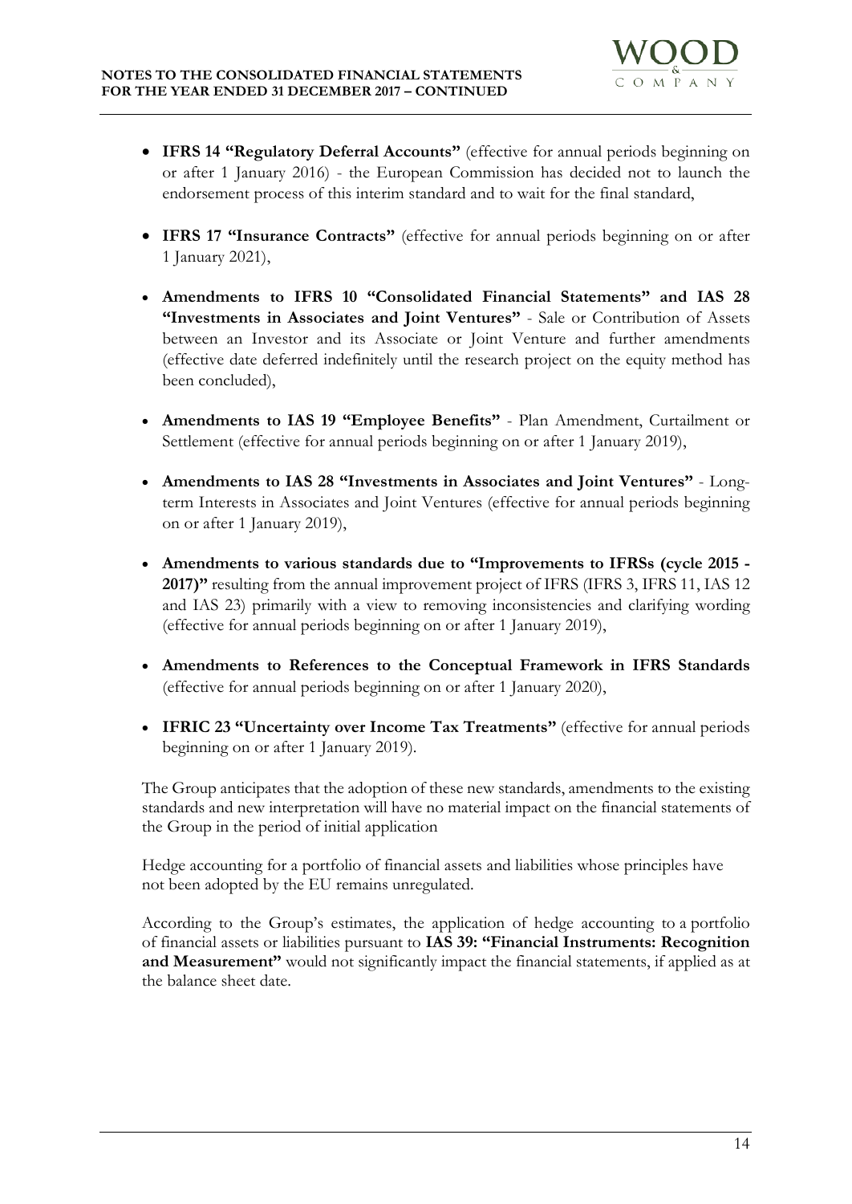- **IFRS 14 "Regulatory Deferral Accounts"** (effective for annual periods beginning on or after 1 January 2016) - the European Commission has decided not to launch the endorsement process of this interim standard and to wait for the final standard,

- **IFRS 17 "Insurance Contracts"** (effective for annual periods beginning on or after 1 January 2021),

- **Amendments to IFRS 10 "Consolidated Financial Statements" and IAS 28 "Investments in Associates and Joint Ventures"** - Sale or Contribution of Assets between an Investor and its Associate or Joint Venture and further amendments (effective date deferred indefinitely until the research project on the equity method has been concluded),

- **Amendments to IAS 19 "Employee Benefits"** - Plan Amendment, Curtailment or Settlement (effective for annual periods beginning on or after 1 January 2019),

- **Amendments to IAS 28 "Investments in Associates and Joint Ventures"** - Long-term Interests in Associates and Joint Ventures (effective for annual periods beginning on or after 1 January 2019),

- **Amendments to various standards due to "Improvements to IFRSs (cycle 2015 - 2017)"** resulting from the annual improvement project of IFRS (IFRS 3, IFRS 11, IAS 12 and IAS 23) primarily with a view to removing inconsistencies and clarifying wording (effective for annual periods beginning on or after 1 January 2019),

- **Amendments to References to the Conceptual Framework in IFRS Standards** (effective for annual periods beginning on or after 1 January 2020),

- **IFRIC 23 "Uncertainty over Income Tax Treatments"** (effective for annual periods beginning on or after 1 January 2019).

The Group anticipates that the adoption of these new standards, amendments to the existing standards and new interpretation will have no material impact on the financial statements of the Group in the period of initial application

Hedge accounting for a portfolio of financial assets and liabilities whose principles have not been adopted by the EU remains unregulated.

According to the Group's estimates, the application of hedge accounting to a portfolio of financial assets or liabilities pursuant to **IAS 39: "Financial Instruments: Recognition and Measurement"** would not significantly impact the financial statements, if applied as at the balance sheet date.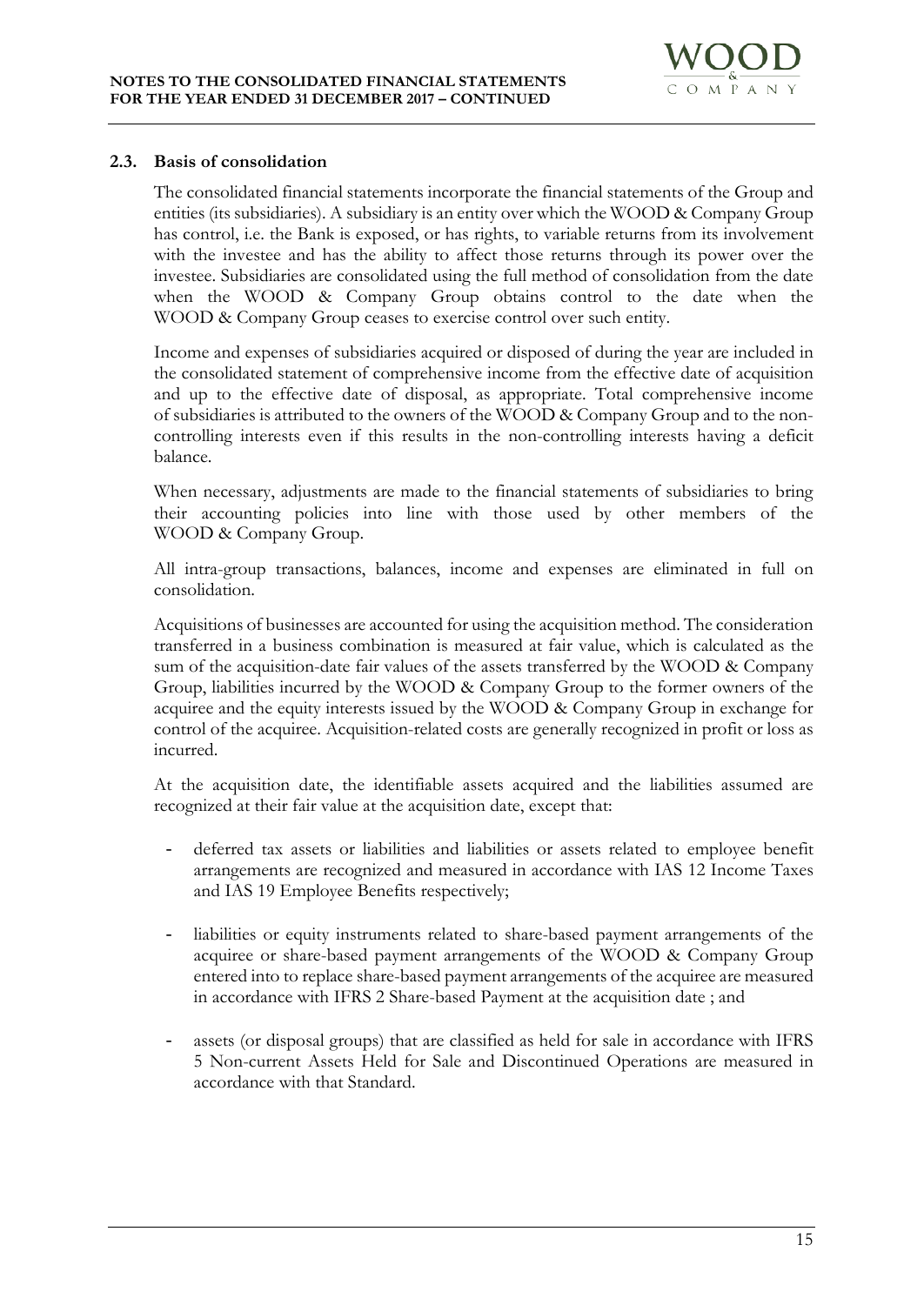### 2.3. Basis of consolidation

The consolidated financial statements incorporate the financial statements of the Group and entities (its subsidiaries). A subsidiary is an entity over which the WOOD & Company Group has control, i.e. the Bank is exposed, or has rights, to variable returns from its involvement with the investee and has the ability to affect those returns through its power over the investee. Subsidiaries are consolidated using the full method of consolidation from the date when the WOOD & Company Group obtains control to the date when the WOOD & Company Group ceases to exercise control over such entity.

Income and expenses of subsidiaries acquired or disposed of during the year are included in the consolidated statement of comprehensive income from the effective date of acquisition and up to the effective date of disposal, as appropriate. Total comprehensive income of subsidiaries is attributed to the owners of the WOOD & Company Group and to the non-controlling interests even if this results in the non-controlling interests having a deficit balance.

When necessary, adjustments are made to the financial statements of subsidiaries to bring their accounting policies into line with those used by other members of the WOOD & Company Group.

All intra-group transactions, balances, income and expenses are eliminated in full on consolidation.

Acquisitions of businesses are accounted for using the acquisition method. The consideration transferred in a business combination is measured at fair value, which is calculated as the sum of the acquisition-date fair values of the assets transferred by the WOOD & Company Group, liabilities incurred by the WOOD & Company Group to the former owners of the acquiree and the equity interests issued by the WOOD & Company Group in exchange for control of the acquiree. Acquisition-related costs are generally recognized in profit or loss as incurred.

At the acquisition date, the identifiable assets acquired and the liabilities assumed are recognized at their fair value at the acquisition date, except that:

- deferred tax assets or liabilities and liabilities or assets related to employee benefit arrangements are recognized and measured in accordance with IAS 12 Income Taxes and IAS 19 Employee Benefits respectively;
- liabilities or equity instruments related to share-based payment arrangements of the acquiree or share-based payment arrangements of the WOOD & Company Group entered into to replace share-based payment arrangements of the acquiree are measured in accordance with IFRS 2 Share-based Payment at the acquisition date ; and
- assets (or disposal groups) that are classified as held for sale in accordance with IFRS 5 Non-current Assets Held for Sale and Discontinued Operations are measured in accordance with that Standard.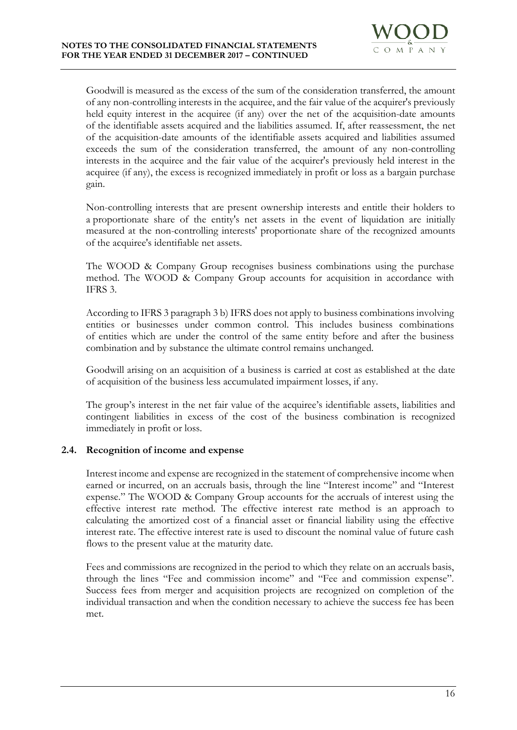Goodwill is measured as the excess of the sum of the consideration transferred, the amount of any non-controlling interests in the acquiree, and the fair value of the acquirer's previously held equity interest in the acquiree (if any) over the net of the acquisition-date amounts of the identifiable assets acquired and the liabilities assumed. If, after reassessment, the net of the acquisition-date amounts of the identifiable assets acquired and liabilities assumed exceeds the sum of the consideration transferred, the amount of any non-controlling interests in the acquiree and the fair value of the acquirer's previously held interest in the acquiree (if any), the excess is recognized immediately in profit or loss as a bargain purchase gain.

Non-controlling interests that are present ownership interests and entitle their holders to a proportionate share of the entity's net assets in the event of liquidation are initially measured at the non-controlling interests' proportionate share of the recognized amounts of the acquiree's identifiable net assets.

The WOOD & Company Group recognises business combinations using the purchase method. The WOOD & Company Group accounts for acquisition in accordance with IFRS 3.

According to IFRS 3 paragraph 3 b) IFRS does not apply to business combinations involving entities or businesses under common control. This includes business combinations of entities which are under the control of the same entity before and after the business combination and by substance the ultimate control remains unchanged.

Goodwill arising on an acquisition of a business is carried at cost as established at the date of acquisition of the business less accumulated impairment losses, if any.

The group's interest in the net fair value of the acquiree's identifiable assets, liabilities and contingent liabilities in excess of the cost of the business combination is recognized immediately in profit or loss.

## 2.4. Recognition of income and expense

Interest income and expense are recognized in the statement of comprehensive income when earned or incurred, on an accruals basis, through the line "Interest income" and "Interest expense." The WOOD & Company Group accounts for the accruals of interest using the effective interest rate method. The effective interest rate method is an approach to calculating the amortized cost of a financial asset or financial liability using the effective interest rate. The effective interest rate is used to discount the nominal value of future cash flows to the present value at the maturity date.

Fees and commissions are recognized in the period to which they relate on an accruals basis, through the lines "Fee and commission income" and "Fee and commission expense". Success fees from merger and acquisition projects are recognized on completion of the individual transaction and when the condition necessary to achieve the success fee has been met.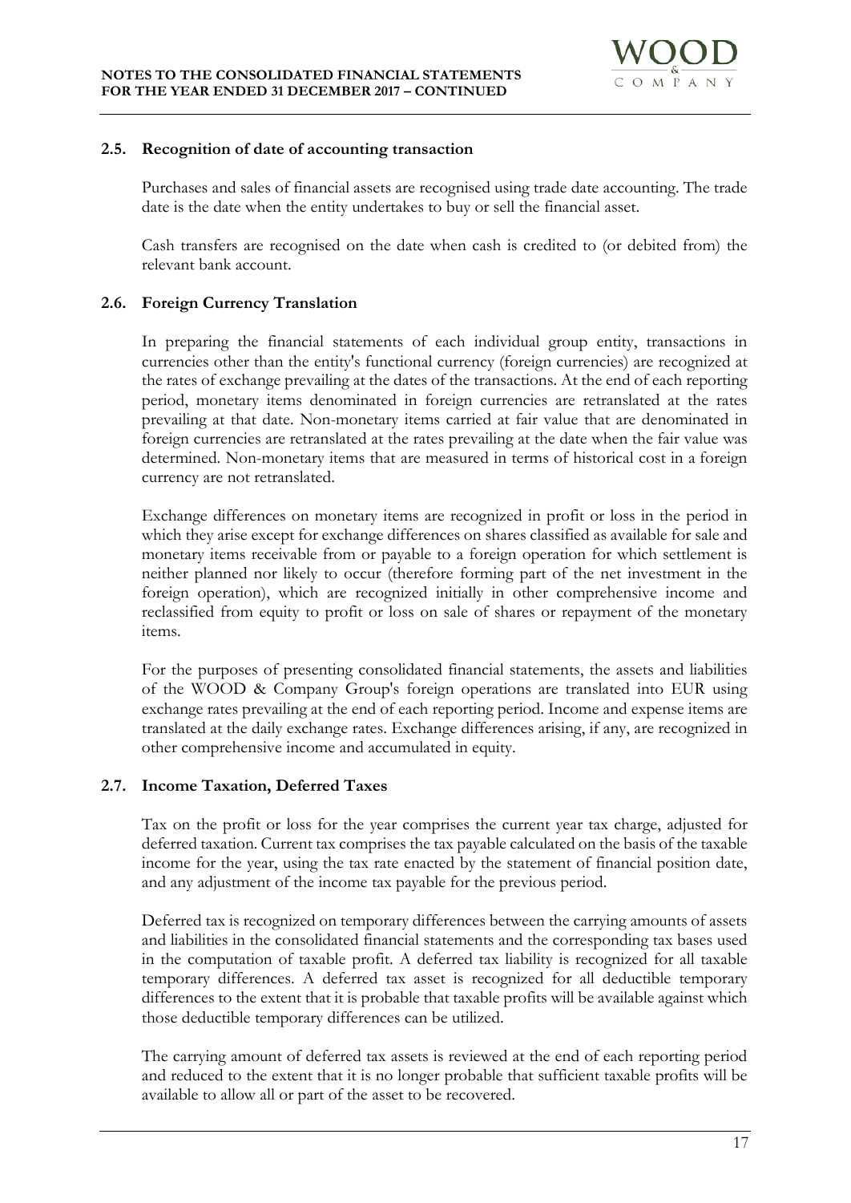### 2.5. Recognition of date of accounting transaction

Purchases and sales of financial assets are recognised using trade date accounting. The trade date is the date when the entity undertakes to buy or sell the financial asset.

Cash transfers are recognised on the date when cash is credited to (or debited from) the relevant bank account.

### 2.6. Foreign Currency Translation

In preparing the financial statements of each individual group entity, transactions in currencies other than the entity's functional currency (foreign currencies) are recognized at the rates of exchange prevailing at the dates of the transactions. At the end of each reporting period, monetary items denominated in foreign currencies are retranslated at the rates prevailing at that date. Non-monetary items carried at fair value that are denominated in foreign currencies are retranslated at the rates prevailing at the date when the fair value was determined. Non-monetary items that are measured in terms of historical cost in a foreign currency are not retranslated.

Exchange differences on monetary items are recognized in profit or loss in the period in which they arise except for exchange differences on shares classified as available for sale and monetary items receivable from or payable to a foreign operation for which settlement is neither planned nor likely to occur (therefore forming part of the net investment in the foreign operation), which are recognized initially in other comprehensive income and reclassified from equity to profit or loss on sale of shares or repayment of the monetary items.

For the purposes of presenting consolidated financial statements, the assets and liabilities of the WOOD & Company Group's foreign operations are translated into EUR using exchange rates prevailing at the end of each reporting period. Income and expense items are translated at the daily exchange rates. Exchange differences arising, if any, are recognized in other comprehensive income and accumulated in equity.

### 2.7. Income Taxation, Deferred Taxes

Tax on the profit or loss for the year comprises the current year tax charge, adjusted for deferred taxation. Current tax comprises the tax payable calculated on the basis of the taxable income for the year, using the tax rate enacted by the statement of financial position date, and any adjustment of the income tax payable for the previous period.

Deferred tax is recognized on temporary differences between the carrying amounts of assets and liabilities in the consolidated financial statements and the corresponding tax bases used in the computation of taxable profit. A deferred tax liability is recognized for all taxable temporary differences. A deferred tax asset is recognized for all deductible temporary differences to the extent that it is probable that taxable profits will be available against which those deductible temporary differences can be utilized.

The carrying amount of deferred tax assets is reviewed at the end of each reporting period and reduced to the extent that it is no longer probable that sufficient taxable profits will be available to allow all or part of the asset to be recovered.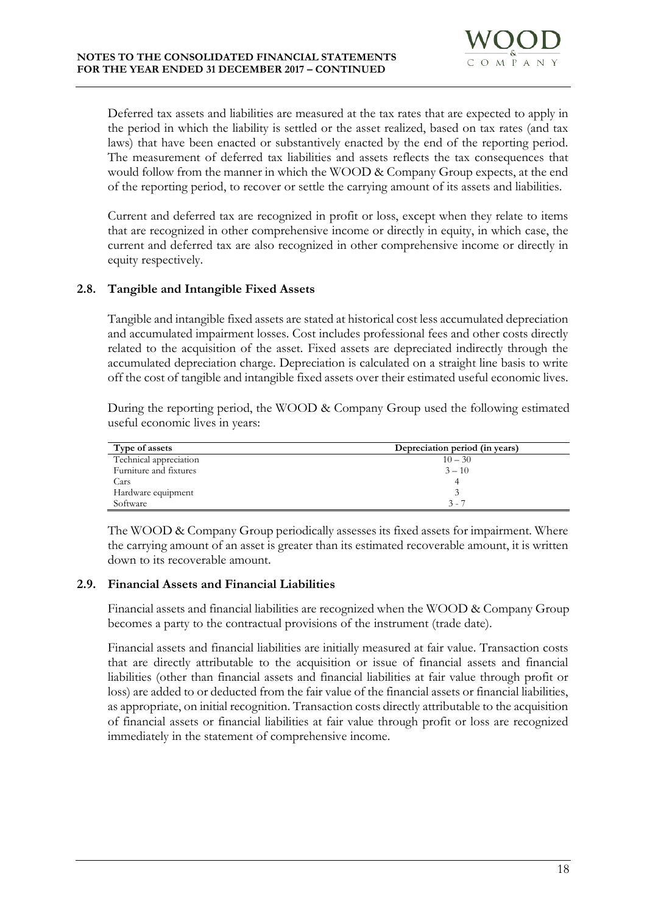Deferred tax assets and liabilities are measured at the tax rates that are expected to apply in the period in which the liability is settled or the asset realized, based on tax rates (and tax laws) that have been enacted or substantively enacted by the end of the reporting period. The measurement of deferred tax liabilities and assets reflects the tax consequences that would follow from the manner in which the WOOD & Company Group expects, at the end of the reporting period, to recover or settle the carrying amount of its assets and liabilities.

Current and deferred tax are recognized in profit or loss, except when they relate to items that are recognized in other comprehensive income or directly in equity, in which case, the current and deferred tax are also recognized in other comprehensive income or directly in equity respectively.

### 2.8. Tangible and Intangible Fixed Assets

Tangible and intangible fixed assets are stated at historical cost less accumulated depreciation and accumulated impairment losses. Cost includes professional fees and other costs directly related to the acquisition of the asset. Fixed assets are depreciated indirectly through the accumulated depreciation charge. Depreciation is calculated on a straight line basis to write off the cost of tangible and intangible fixed assets over their estimated useful economic lives.

During the reporting period, the WOOD & Company Group used the following estimated useful economic lives in years:

| Type of assets | Depreciation period (in years) |
|---|---|
| Technical appreciation | 10 – 30 |
| Furniture and fixtures | 3 – 10 |
| Cars | 4 |
| Hardware equipment | 3 |
| Software | 3 - 7 |

The WOOD & Company Group periodically assesses its fixed assets for impairment. Where the carrying amount of an asset is greater than its estimated recoverable amount, it is written down to its recoverable amount.

### 2.9. Financial Assets and Financial Liabilities

Financial assets and financial liabilities are recognized when the WOOD & Company Group becomes a party to the contractual provisions of the instrument (trade date).

Financial assets and financial liabilities are initially measured at fair value. Transaction costs that are directly attributable to the acquisition or issue of financial assets and financial liabilities (other than financial assets and financial liabilities at fair value through profit or loss) are added to or deducted from the fair value of the financial assets or financial liabilities, as appropriate, on initial recognition. Transaction costs directly attributable to the acquisition of financial assets or financial liabilities at fair value through profit or loss are recognized immediately in the statement of comprehensive income.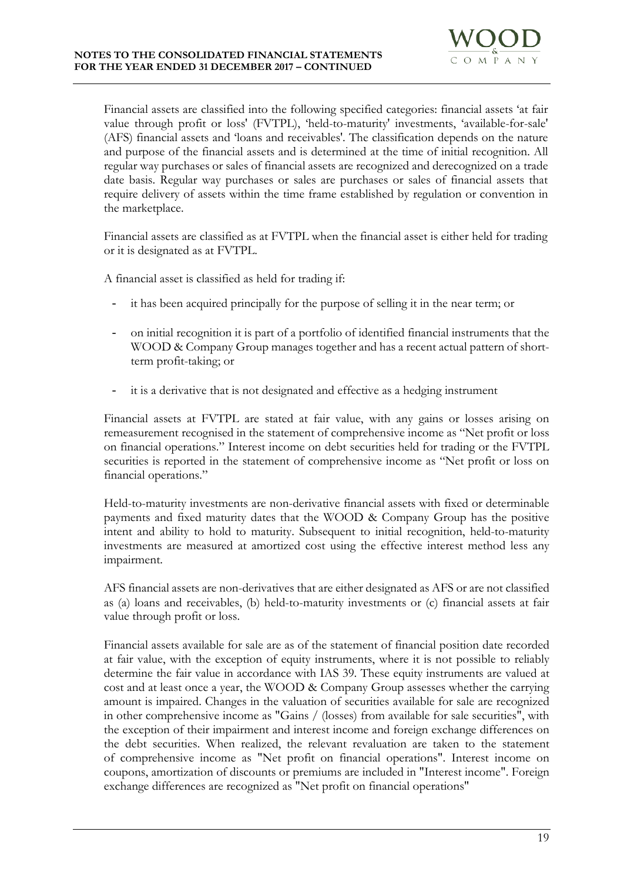Financial assets are classified into the following specified categories: financial assets 'at fair value through profit or loss' (FVTPL), 'held-to-maturity' investments, 'available-for-sale' (AFS) financial assets and 'loans and receivables'. The classification depends on the nature and purpose of the financial assets and is determined at the time of initial recognition. All regular way purchases or sales of financial assets are recognized and derecognized on a trade date basis. Regular way purchases or sales are purchases or sales of financial assets that require delivery of assets within the time frame established by regulation or convention in the marketplace.

Financial assets are classified as at FVTPL when the financial asset is either held for trading or it is designated as at FVTPL.

A financial asset is classified as held for trading if:

- it has been acquired principally for the purpose of selling it in the near term; or
- on initial recognition it is part of a portfolio of identified financial instruments that the WOOD & Company Group manages together and has a recent actual pattern of short-term profit-taking; or
- it is a derivative that is not designated and effective as a hedging instrument

Financial assets at FVTPL are stated at fair value, with any gains or losses arising on remeasurement recognised in the statement of comprehensive income as "Net profit or loss on financial operations." Interest income on debt securities held for trading or the FVTPL securities is reported in the statement of comprehensive income as "Net profit or loss on financial operations."

Held-to-maturity investments are non-derivative financial assets with fixed or determinable payments and fixed maturity dates that the WOOD & Company Group has the positive intent and ability to hold to maturity. Subsequent to initial recognition, held-to-maturity investments are measured at amortized cost using the effective interest method less any impairment.

AFS financial assets are non-derivatives that are either designated as AFS or are not classified as (a) loans and receivables, (b) held-to-maturity investments or (c) financial assets at fair value through profit or loss.

Financial assets available for sale are as of the statement of financial position date recorded at fair value, with the exception of equity instruments, where it is not possible to reliably determine the fair value in accordance with IAS 39. These equity instruments are valued at cost and at least once a year, the WOOD & Company Group assesses whether the carrying amount is impaired. Changes in the valuation of securities available for sale are recognized in other comprehensive income as "Gains / (losses) from available for sale securities", with the exception of their impairment and interest income and foreign exchange differences on the debt securities. When realized, the relevant revaluation are taken to the statement of comprehensive income as "Net profit on financial operations". Interest income on coupons, amortization of discounts or premiums are included in "Interest income". Foreign exchange differences are recognized as "Net profit on financial operations"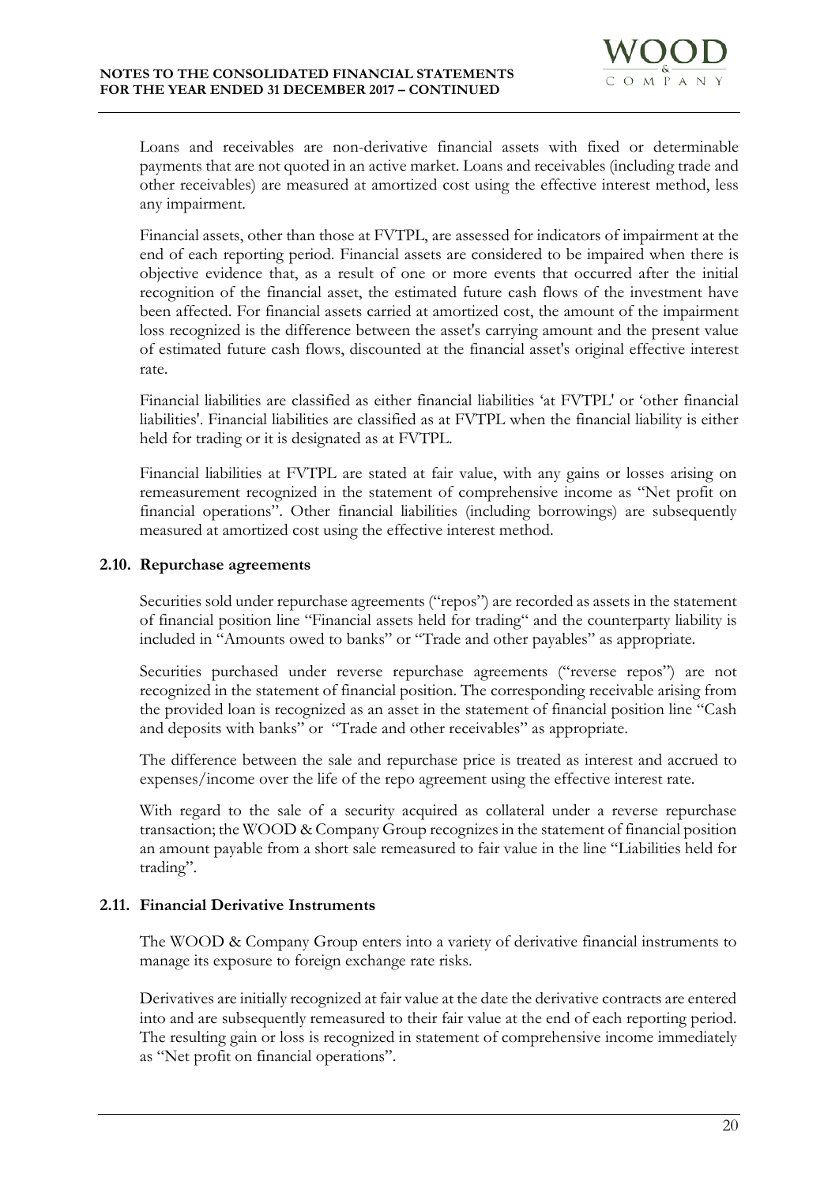Loans and receivables are non-derivative financial assets with fixed or determinable payments that are not quoted in an active market. Loans and receivables (including trade and other receivables) are measured at amortized cost using the effective interest method, less any impairment.

Financial assets, other than those at FVTPL, are assessed for indicators of impairment at the end of each reporting period. Financial assets are considered to be impaired when there is objective evidence that, as a result of one or more events that occurred after the initial recognition of the financial asset, the estimated future cash flows of the investment have been affected. For financial assets carried at amortized cost, the amount of the impairment loss recognized is the difference between the asset's carrying amount and the present value of estimated future cash flows, discounted at the financial asset's original effective interest rate.

Financial liabilities are classified as either financial liabilities 'at FVTPL' or 'other financial liabilities'. Financial liabilities are classified as at FVTPL when the financial liability is either held for trading or it is designated as at FVTPL.

Financial liabilities at FVTPL are stated at fair value, with any gains or losses arising on remeasurement recognized in the statement of comprehensive income as "Net profit on financial operations". Other financial liabilities (including borrowings) are subsequently measured at amortized cost using the effective interest method.

### 2.10. Repurchase agreements

Securities sold under repurchase agreements ("repos") are recorded as assets in the statement of financial position line "Financial assets held for trading" and the counterparty liability is included in "Amounts owed to banks" or "Trade and other payables" as appropriate.

Securities purchased under reverse repurchase agreements ("reverse repos") are not recognized in the statement of financial position. The corresponding receivable arising from the provided loan is recognized as an asset in the statement of financial position line "Cash and deposits with banks" or "Trade and other receivables" as appropriate.

The difference between the sale and repurchase price is treated as interest and accrued to expenses/income over the life of the repo agreement using the effective interest rate.

With regard to the sale of a security acquired as collateral under a reverse repurchase transaction; the WOOD & Company Group recognizes in the statement of financial position an amount payable from a short sale remeasured to fair value in the line "Liabilities held for trading".

### 2.11. Financial Derivative Instruments

The WOOD & Company Group enters into a variety of derivative financial instruments to manage its exposure to foreign exchange rate risks.

Derivatives are initially recognized at fair value at the date the derivative contracts are entered into and are subsequently remeasured to their fair value at the end of each reporting period. The resulting gain or loss is recognized in statement of comprehensive income immediately as "Net profit on financial operations".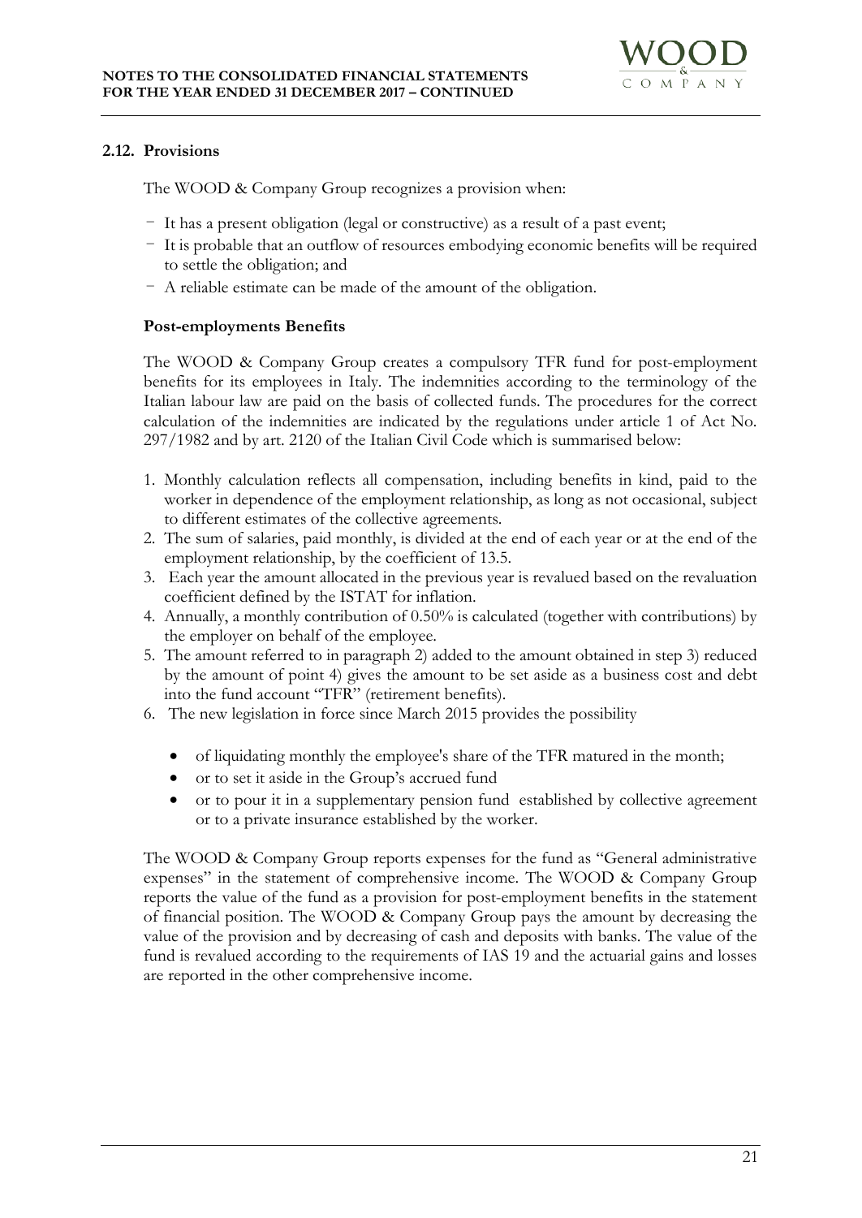## 2.12. Provisions

The WOOD & Company Group recognizes a provision when:

- It has a present obligation (legal or constructive) as a result of a past event;
- It is probable that an outflow of resources embodying economic benefits will be required to settle the obligation; and
- A reliable estimate can be made of the amount of the obligation.

### Post-employments Benefits

The WOOD & Company Group creates a compulsory TFR fund for post-employment benefits for its employees in Italy. The indemnities according to the terminology of the Italian labour law are paid on the basis of collected funds. The procedures for the correct calculation of the indemnities are indicated by the regulations under article 1 of Act No. 297/1982 and by art. 2120 of the Italian Civil Code which is summarised below:

1. Monthly calculation reflects all compensation, including benefits in kind, paid to the worker in dependence of the employment relationship, as long as not occasional, subject to different estimates of the collective agreements.
2. The sum of salaries, paid monthly, is divided at the end of each year or at the end of the employment relationship, by the coefficient of 13.5.
3. Each year the amount allocated in the previous year is revalued based on the revaluation coefficient defined by the ISTAT for inflation.
4. Annually, a monthly contribution of 0.50% is calculated (together with contributions) by the employer on behalf of the employee.
5. The amount referred to in paragraph 2) added to the amount obtained in step 3) reduced by the amount of point 4) gives the amount to be set aside as a business cost and debt into the fund account "TFR" (retirement benefits).
6. The new legislation in force since March 2015 provides the possibility
   - of liquidating monthly the employee's share of the TFR matured in the month;
   - or to set it aside in the Group's accrued fund
   - or to pour it in a supplementary pension fund established by collective agreement or to a private insurance established by the worker.

The WOOD & Company Group reports expenses for the fund as "General administrative expenses" in the statement of comprehensive income. The WOOD & Company Group reports the value of the fund as a provision for post-employment benefits in the statement of financial position. The WOOD & Company Group pays the amount by decreasing the value of the provision and by decreasing of cash and deposits with banks. The value of the fund is revalued according to the requirements of IAS 19 and the actuarial gains and losses are reported in the other comprehensive income.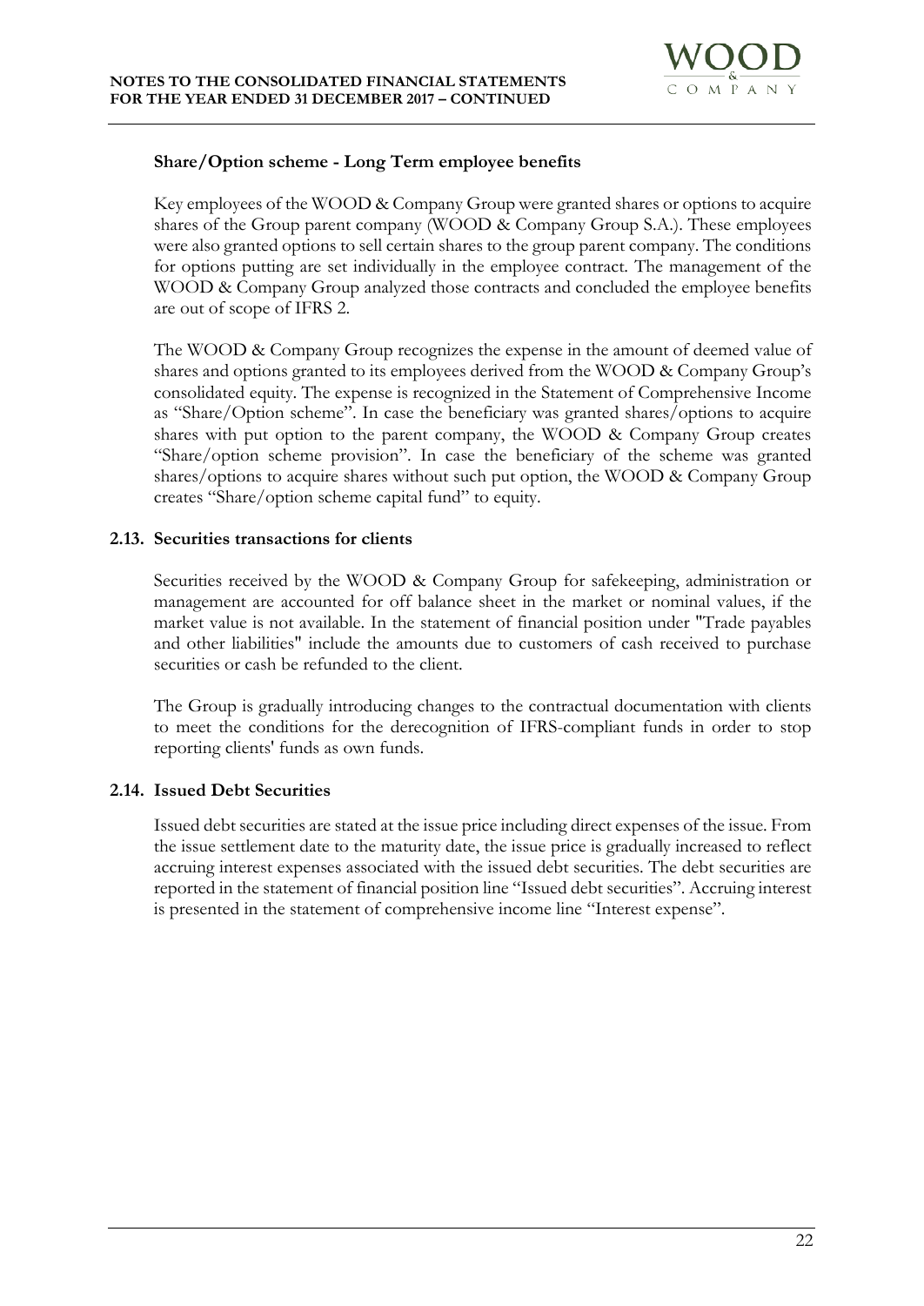### Share/Option scheme - Long Term employee benefits

Key employees of the WOOD & Company Group were granted shares or options to acquire shares of the Group parent company (WOOD & Company Group S.A.). These employees were also granted options to sell certain shares to the group parent company. The conditions for options putting are set individually in the employee contract. The management of the WOOD & Company Group analyzed those contracts and concluded the employee benefits are out of scope of IFRS 2.

The WOOD & Company Group recognizes the expense in the amount of deemed value of shares and options granted to its employees derived from the WOOD & Company Group's consolidated equity. The expense is recognized in the Statement of Comprehensive Income as "Share/Option scheme". In case the beneficiary was granted shares/options to acquire shares with put option to the parent company, the WOOD & Company Group creates "Share/option scheme provision". In case the beneficiary of the scheme was granted shares/options to acquire shares without such put option, the WOOD & Company Group creates "Share/option scheme capital fund" to equity.

### 2.13. Securities transactions for clients

Securities received by the WOOD & Company Group for safekeeping, administration or management are accounted for off balance sheet in the market or nominal values, if the market value is not available. In the statement of financial position under "Trade payables and other liabilities" include the amounts due to customers of cash received to purchase securities or cash be refunded to the client.

The Group is gradually introducing changes to the contractual documentation with clients to meet the conditions for the derecognition of IFRS-compliant funds in order to stop reporting clients' funds as own funds.

### 2.14. Issued Debt Securities

Issued debt securities are stated at the issue price including direct expenses of the issue. From the issue settlement date to the maturity date, the issue price is gradually increased to reflect accruing interest expenses associated with the issued debt securities. The debt securities are reported in the statement of financial position line "Issued debt securities". Accruing interest is presented in the statement of comprehensive income line "Interest expense".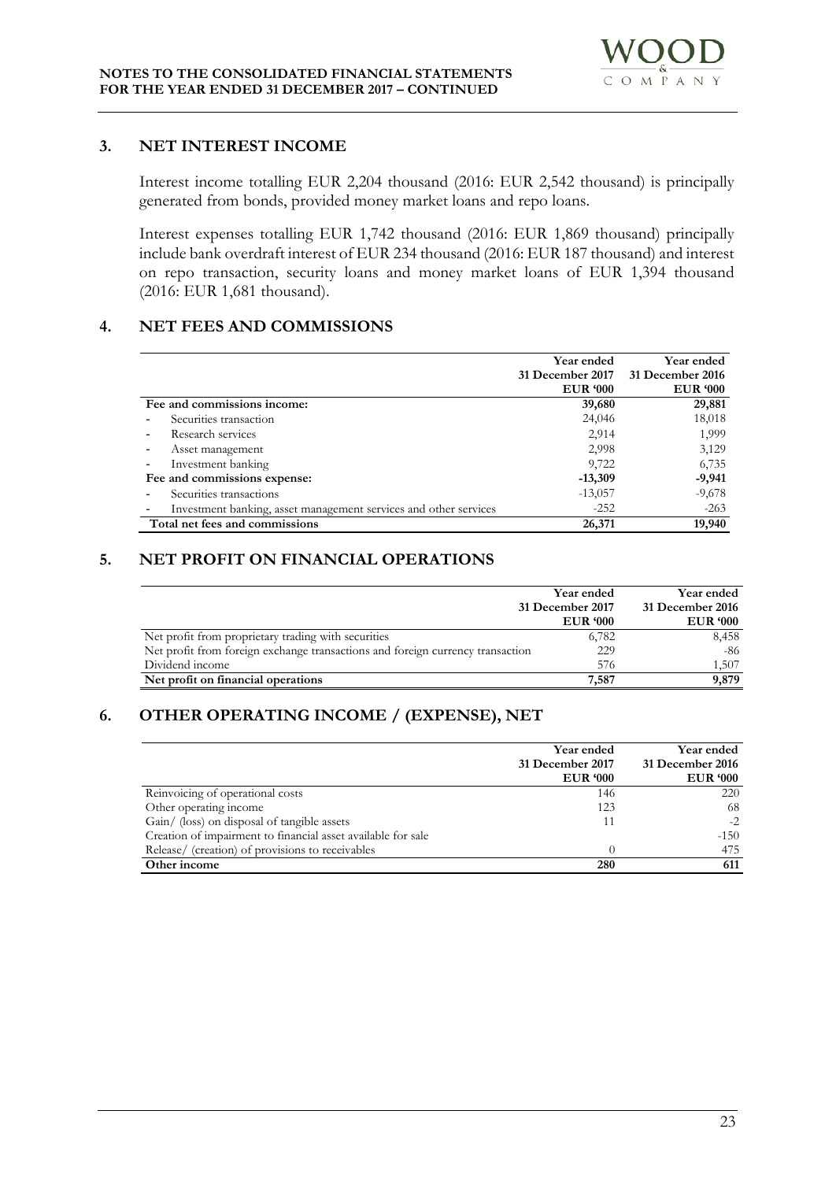## 3. NET INTEREST INCOME

Interest income totalling EUR 2,204 thousand (2016: EUR 2,542 thousand) is principally generated from bonds, provided money market loans and repo loans.

Interest expenses totalling EUR 1,742 thousand (2016: EUR 1,869 thousand) principally include bank overdraft interest of EUR 234 thousand (2016: EUR 187 thousand) and interest on repo transaction, security loans and money market loans of EUR 1,394 thousand (2016: EUR 1,681 thousand).

## 4. NET FEES AND COMMISSIONS

| | Year ended 31 December 2017 EUR '000 | Year ended 31 December 2016 EUR '000 |
|---|---|---|
| **Fee and commissions income:** | **39,680** | **29,881** |
| - Securities transaction | 24,046 | 18,018 |
| - Research services | 2,914 | 1,999 |
| - Asset management | 2,998 | 3,129 |
| - Investment banking | 9,722 | 6,735 |
| **Fee and commissions expense:** | **-13,309** | **-9,941** |
| - Securities transactions | -13,057 | -9,678 |
| - Investment banking, asset management services and other services | -252 | -263 |
| **Total net fees and commissions** | **26,371** | **19,940** |

## 5. NET PROFIT ON FINANCIAL OPERATIONS

| | Year ended 31 December 2017 EUR '000 | Year ended 31 December 2016 EUR '000 |
|---|---|---|
| Net profit from proprietary trading with securities | 6,782 | 8,458 |
| Net profit from foreign exchange transactions and foreign currency transaction | 229 | -86 |
| Dividend income | 576 | 1,507 |
| **Net profit on financial operations** | **7,587** | **9,879** |

## 6. OTHER OPERATING INCOME / (EXPENSE), NET

| | Year ended 31 December 2017 EUR '000 | Year ended 31 December 2016 EUR '000 |
|---|---|---|
| Reinvoicing of operational costs | 146 | 220 |
| Other operating income | 123 | 68 |
| Gain/ (loss) on disposal of tangible assets | 11 | -2 |
| Creation of impairment to financial asset available for sale | | -150 |
| Release/ (creation) of provisions to receivables | 0 | 475 |
| **Other income** | **280** | **611** |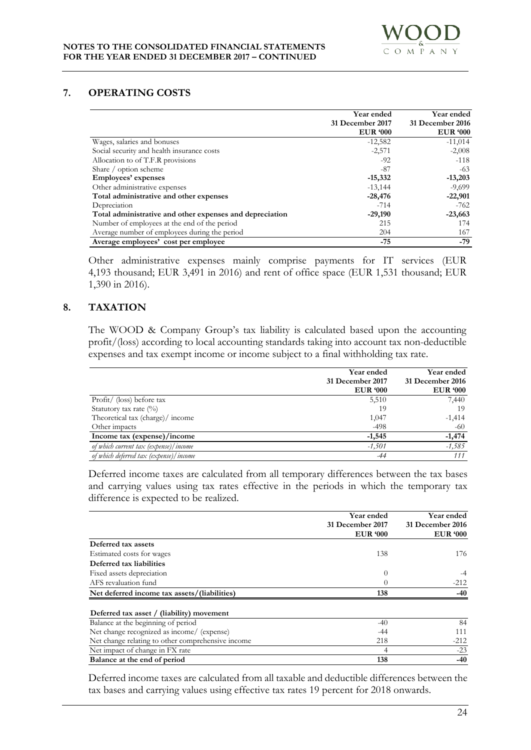## 7. OPERATING COSTS

| | Year ended 31 December 2017 EUR '000 | Year ended 31 December 2016 EUR '000 |
|---|---|---|
| Wages, salaries and bonuses | -12,582 | -11,014 |
| Social security and health insurance costs | -2,571 | -2,008 |
| Allocation to of T.F.R provisions | -92 | -118 |
| Share / option scheme | -87 | -63 |
| **Employees' expenses** | **-15,332** | **-13,203** |
| Other administrative expenses | -13,144 | -9,699 |
| **Total administrative and other expenses** | **-28,476** | **-22,901** |
| Depreciation | -714 | -762 |
| **Total administrative and other expenses and depreciation** | **-29,190** | **-23,663** |
| Number of employees at the end of the period | 215 | 174 |
| Average number of employees during the period | 204 | 167 |
| **Average employees' cost per employee** | **-75** | **-79** |

Other administrative expenses mainly comprise payments for IT services (EUR 4,193 thousand; EUR 3,491 in 2016) and rent of office space (EUR 1,531 thousand; EUR 1,390 in 2016).

## 8. TAXATION

The WOOD & Company Group's tax liability is calculated based upon the accounting profit/(loss) according to local accounting standards taking into account tax non-deductible expenses and tax exempt income or income subject to a final withholding tax rate.

| | Year ended 31 December 2017 EUR '000 | Year ended 31 December 2016 EUR '000 |
|---|---|---|
| Profit/ (loss) before tax | 5,510 | 7,440 |
| Statutory tax rate (%) | 19 | 19 |
| Theoretical tax (charge)/ income | 1,047 | -1,414 |
| Other impacts | -498 | -60 |
| **Income tax (expense)/income** | **-1,545** | **-1,474** |
| *of which current tax (expense)/income* | *-1,501* | *-1,585* |
| *of which deferred tax (expense)/income* | *-44* | *111* |

Deferred income taxes are calculated from all temporary differences between the tax bases and carrying values using tax rates effective in the periods in which the temporary tax difference is expected to be realized.

| | Year ended 31 December 2017 EUR '000 | Year ended 31 December 2016 EUR '000 |
|---|---|---|
| **Deferred tax assets** | | |
| Estimated costs for wages | 138 | 176 |
| **Deferred tax liabilities** | | |
| Fixed assets depreciation | 0 | -4 |
| AFS revaluation fund | 0 | -212 |
| **Net deferred income tax assets/(liabilities)** | **138** | **-40** |
| **Deferred tax asset / (liability) movement** | | |
| Balance at the beginning of period | -40 | 84 |
| Net change recognized as income/ (expense) | -44 | 111 |
| Net change relating to other comprehensive income | 218 | -212 |
| Net impact of change in FX rate | 4 | -23 |
| **Balance at the end of period** | **138** | **-40** |

Deferred income taxes are calculated from all taxable and deductible differences between the tax bases and carrying values using effective tax rates 19 percent for 2018 onwards.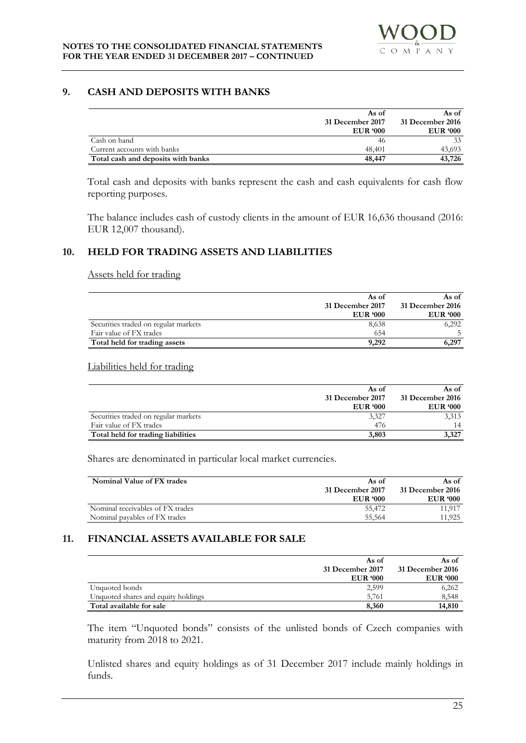## 9. CASH AND DEPOSITS WITH BANKS

| | As of 31 December 2017 EUR '000 | As of 31 December 2016 EUR '000 |
|---|---|---|
| Cash on hand | 46 | 33 |
| Current accounts with banks | 48,401 | 43,693 |
| **Total cash and deposits with banks** | **48,447** | **43,726** |

Total cash and deposits with banks represent the cash and cash equivalents for cash flow reporting purposes.

The balance includes cash of custody clients in the amount of EUR 16,636 thousand (2016: EUR 12,007 thousand).

## 10. HELD FOR TRADING ASSETS AND LIABILITIES

Assets held for trading

| | As of 31 December 2017 EUR '000 | As of 31 December 2016 EUR '000 |
|---|---|---|
| Securities traded on regular markets | 8,638 | 6,292 |
| Fair value of FX trades | 654 | 5 |
| **Total held for trading assets** | **9,292** | **6,297** |

Liabilities held for trading

| | As of 31 December 2017 EUR '000 | As of 31 December 2016 EUR '000 |
|---|---|---|
| Securities traded on regular markets | 3,327 | 3,313 |
| Fair value of FX trades | 476 | 14 |
| **Total held for trading liabilities** | **3,803** | **3,327** |

Shares are denominated in particular local market currencies.

| **Nominal Value of FX trades** | As of 31 December 2017 EUR '000 | As of 31 December 2016 EUR '000 |
|---|---|---|
| Nominal receivables of FX trades | 55,472 | 11,917 |
| Nominal payables of FX trades | 55,564 | 11,925 |

## 11. FINANCIAL ASSETS AVAILABLE FOR SALE

| | As of 31 December 2017 EUR '000 | As of 31 December 2016 EUR '000 |
|---|---|---|
| Unquoted bonds | 2,599 | 6,262 |
| Unquoted shares and equity holdings | 5,761 | 8,548 |
| **Total available for sale** | **8,360** | **14,810** |

The item "Unquoted bonds" consists of the unlisted bonds of Czech companies with maturity from 2018 to 2021.

Unlisted shares and equity holdings as of 31 December 2017 include mainly holdings in funds.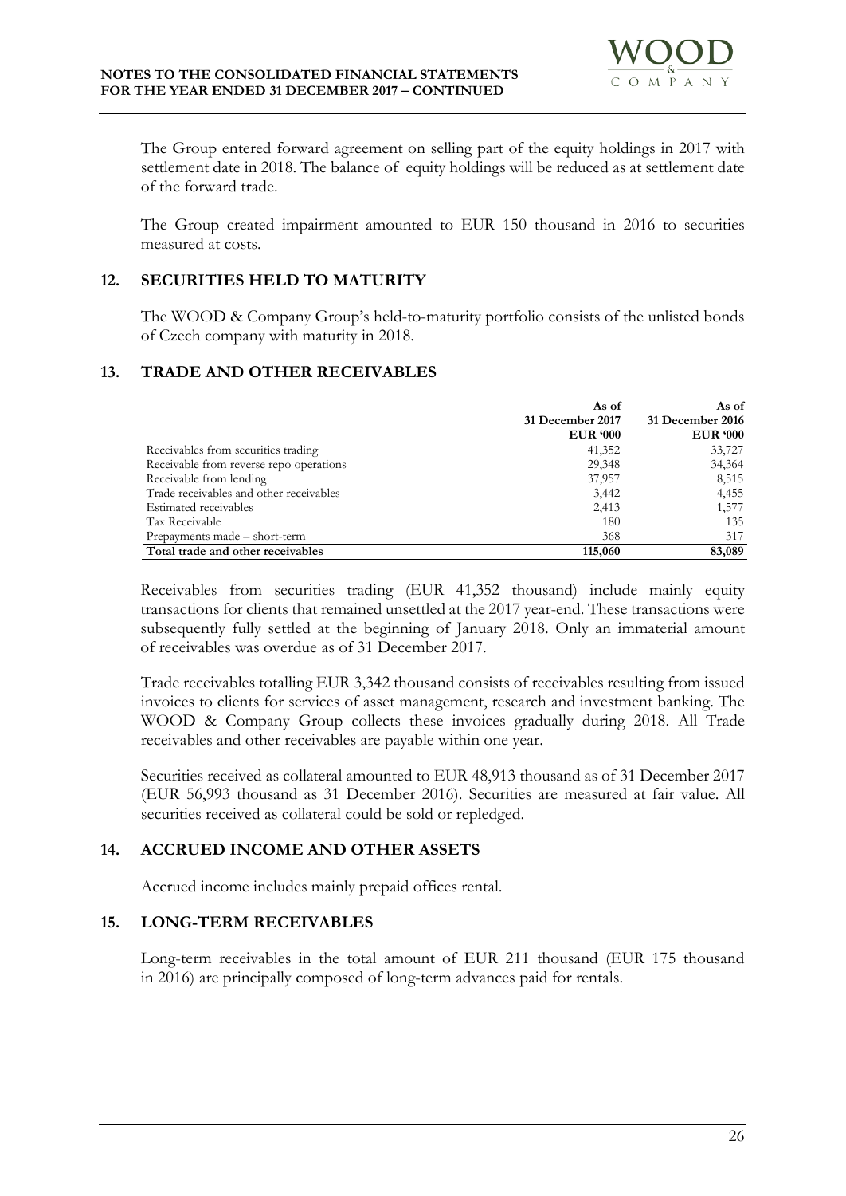The Group entered forward agreement on selling part of the equity holdings in 2017 with settlement date in 2018. The balance of equity holdings will be reduced as at settlement date of the forward trade.

The Group created impairment amounted to EUR 150 thousand in 2016 to securities measured at costs.

## 12. SECURITIES HELD TO MATURITY

The WOOD & Company Group's held-to-maturity portfolio consists of the unlisted bonds of Czech company with maturity in 2018.

## 13. TRADE AND OTHER RECEIVABLES

| | As of 31 December 2017 EUR '000 | As of 31 December 2016 EUR '000 |
|---|---|---|
| Receivables from securities trading | 41,352 | 33,727 |
| Receivable from reverse repo operations | 29,348 | 34,364 |
| Receivable from lending | 37,957 | 8,515 |
| Trade receivables and other receivables | 3,442 | 4,455 |
| Estimated receivables | 2,413 | 1,577 |
| Tax Receivable | 180 | 135 |
| Prepayments made – short-term | 368 | 317 |
| **Total trade and other receivables** | **115,060** | **83,089** |

Receivables from securities trading (EUR 41,352 thousand) include mainly equity transactions for clients that remained unsettled at the 2017 year-end. These transactions were subsequently fully settled at the beginning of January 2018. Only an immaterial amount of receivables was overdue as of 31 December 2017.

Trade receivables totalling EUR 3,342 thousand consists of receivables resulting from issued invoices to clients for services of asset management, research and investment banking. The WOOD & Company Group collects these invoices gradually during 2018. All Trade receivables and other receivables are payable within one year.

Securities received as collateral amounted to EUR 48,913 thousand as of 31 December 2017 (EUR 56,993 thousand as 31 December 2016). Securities are measured at fair value. All securities received as collateral could be sold or repledged.

## 14. ACCRUED INCOME AND OTHER ASSETS

Accrued income includes mainly prepaid offices rental.

## 15. LONG-TERM RECEIVABLES

Long-term receivables in the total amount of EUR 211 thousand (EUR 175 thousand in 2016) are principally composed of long-term advances paid for rentals.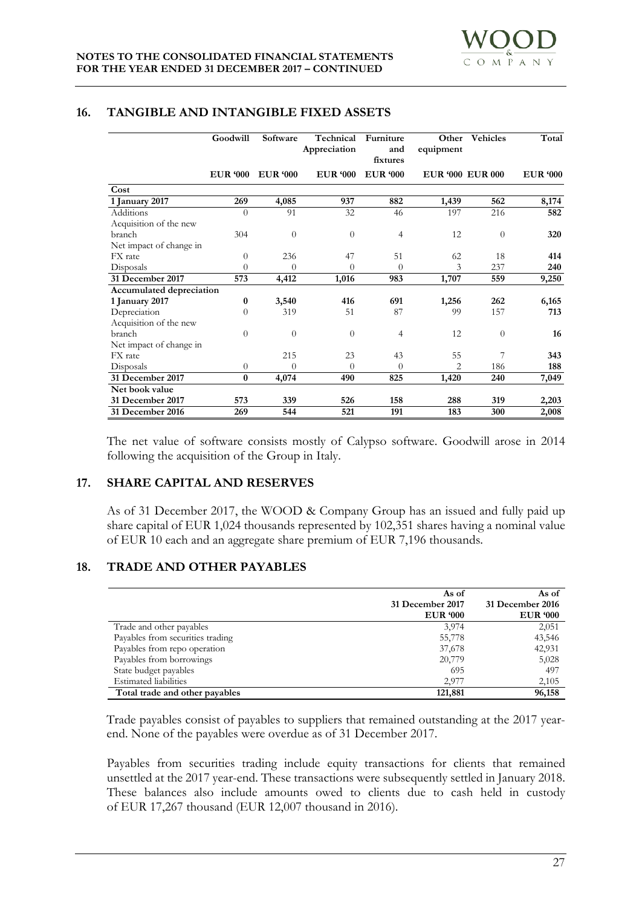## 16. TANGIBLE AND INTANGIBLE FIXED ASSETS

| | Goodwill | Software | Technical Appreciation | Furniture and fixtures | Other equipment | Vehicles | Total |
|---|---|---|---|---|---|---|---|
| | EUR '000 | EUR '000 | EUR '000 | EUR '000 | EUR '000 | EUR 000 | EUR '000 |
| **Cost** | | | | | | | |
| **1 January 2017** | **269** | **4,085** | **937** | **882** | **1,439** | **562** | **8,174** |
| Additions | 0 | 91 | 32 | 46 | 197 | 216 | **582** |
| Acquisition of the new branch | 304 | 0 | 0 | 4 | 12 | 0 | **320** |
| Net impact of change in FX rate | 0 | 236 | 47 | 51 | 62 | 18 | **414** |
| Disposals | 0 | 0 | 0 | 0 | 3 | 237 | **240** |
| **31 December 2017** | **573** | **4,412** | **1,016** | **983** | **1,707** | **559** | **9,250** |
| **Accumulated depreciation** | | | | | | | |
| **1 January 2017** | **0** | **3,540** | **416** | **691** | **1,256** | **262** | **6,165** |
| Depreciation | 0 | 319 | 51 | 87 | 99 | 157 | **713** |
| Acquisition of the new branch | 0 | 0 | 0 | 4 | 12 | 0 | **16** |
| Net impact of change in FX rate | | 215 | 23 | 43 | 55 | 7 | **343** |
| Disposals | 0 | 0 | 0 | 0 | 2 | 186 | **188** |
| **31 December 2017** | **0** | **4,074** | **490** | **825** | **1,420** | **240** | **7,049** |
| **Net book value** | | | | | | | |
| **31 December 2017** | **573** | **339** | **526** | **158** | **288** | **319** | **2,203** |
| **31 December 2016** | **269** | **544** | **521** | **191** | **183** | **300** | **2,008** |

The net value of software consists mostly of Calypso software. Goodwill arose in 2014 following the acquisition of the Group in Italy.

## 17. SHARE CAPITAL AND RESERVES

As of 31 December 2017, the WOOD & Company Group has an issued and fully paid up share capital of EUR 1,024 thousands represented by 102,351 shares having a nominal value of EUR 10 each and an aggregate share premium of EUR 7,196 thousands.

## 18. TRADE AND OTHER PAYABLES

| | As of 31 December 2017 EUR '000 | As of 31 December 2016 EUR '000 |
|---|---|---|
| Trade and other payables | 3,974 | 2,051 |
| Payables from securities trading | 55,778 | 43,546 |
| Payables from repo operation | 37,678 | 42,931 |
| Payables from borrowings | 20,779 | 5,028 |
| State budget payables | 695 | 497 |
| Estimated liabilities | 2,977 | 2,105 |
| **Total trade and other payables** | **121,881** | **96,158** |

Trade payables consist of payables to suppliers that remained outstanding at the 2017 year-end. None of the payables were overdue as of 31 December 2017.

Payables from securities trading include equity transactions for clients that remained unsettled at the 2017 year-end. These transactions were subsequently settled in January 2018. These balances also include amounts owed to clients due to cash held in custody of EUR 17,267 thousand (EUR 12,007 thousand in 2016).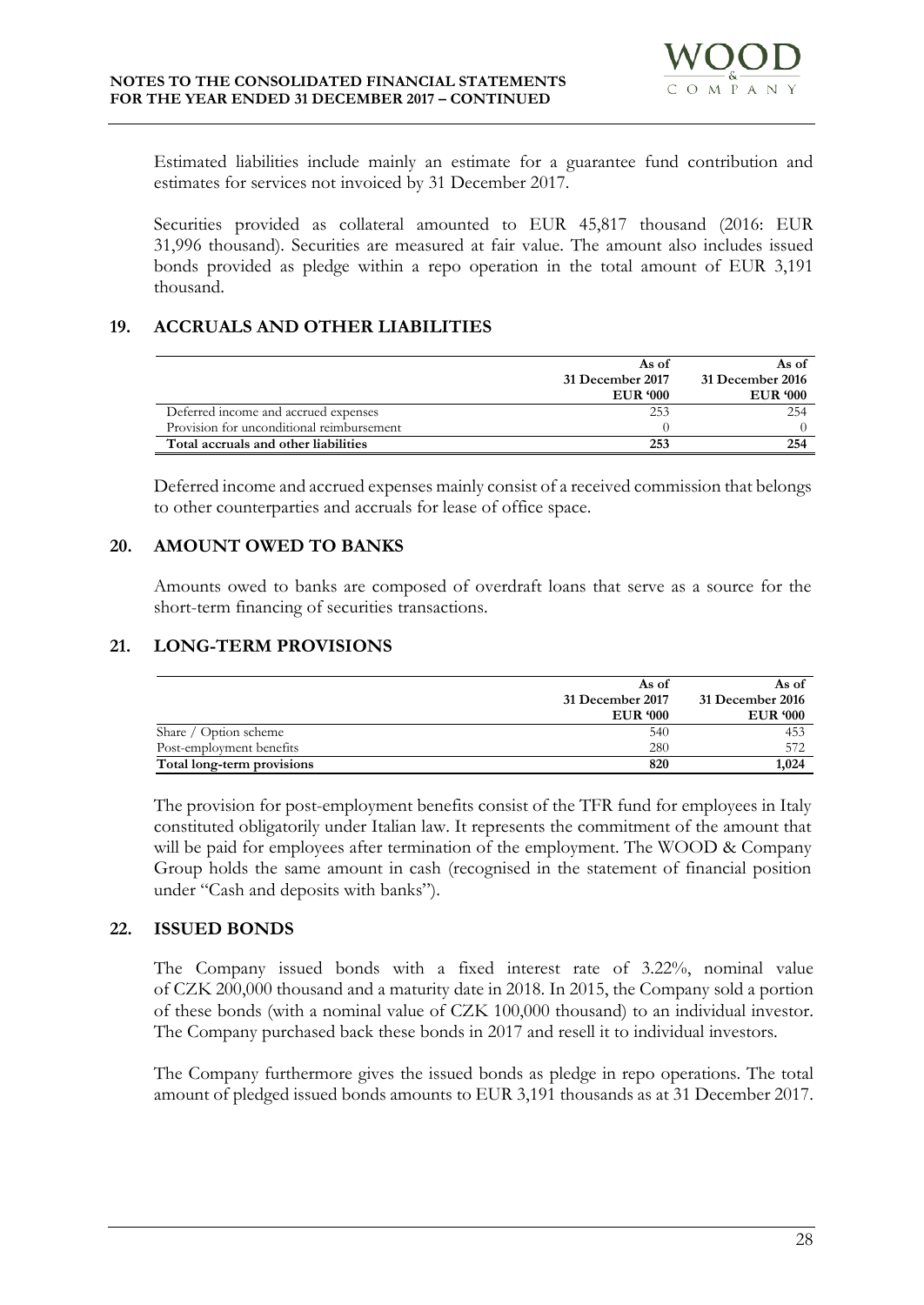Estimated liabilities include mainly an estimate for a guarantee fund contribution and estimates for services not invoiced by 31 December 2017.

Securities provided as collateral amounted to EUR 45,817 thousand (2016: EUR 31,996 thousand). Securities are measured at fair value. The amount also includes issued bonds provided as pledge within a repo operation in the total amount of EUR 3,191 thousand.

## 19. ACCRUALS AND OTHER LIABILITIES

| | As of 31 December 2017 EUR '000 | As of 31 December 2016 EUR '000 |
|---|---|---|
| Deferred income and accrued expenses | 253 | 254 |
| Provision for unconditional reimbursement | 0 | 0 |
| **Total accruals and other liabilities** | **253** | **254** |

Deferred income and accrued expenses mainly consist of a received commission that belongs to other counterparties and accruals for lease of office space.

## 20. AMOUNT OWED TO BANKS

Amounts owed to banks are composed of overdraft loans that serve as a source for the short-term financing of securities transactions.

## 21. LONG-TERM PROVISIONS

| | As of 31 December 2017 EUR '000 | As of 31 December 2016 EUR '000 |
|---|---|---|
| Share / Option scheme | 540 | 453 |
| Post-employment benefits | 280 | 572 |
| **Total long-term provisions** | **820** | **1,024** |

The provision for post-employment benefits consist of the TFR fund for employees in Italy constituted obligatorily under Italian law. It represents the commitment of the amount that will be paid for employees after termination of the employment. The WOOD & Company Group holds the same amount in cash (recognised in the statement of financial position under "Cash and deposits with banks").

## 22. ISSUED BONDS

The Company issued bonds with a fixed interest rate of 3.22%, nominal value of CZK 200,000 thousand and a maturity date in 2018. In 2015, the Company sold a portion of these bonds (with a nominal value of CZK 100,000 thousand) to an individual investor. The Company purchased back these bonds in 2017 and resell it to individual investors.

The Company furthermore gives the issued bonds as pledge in repo operations. The total amount of pledged issued bonds amounts to EUR 3,191 thousands as at 31 December 2017.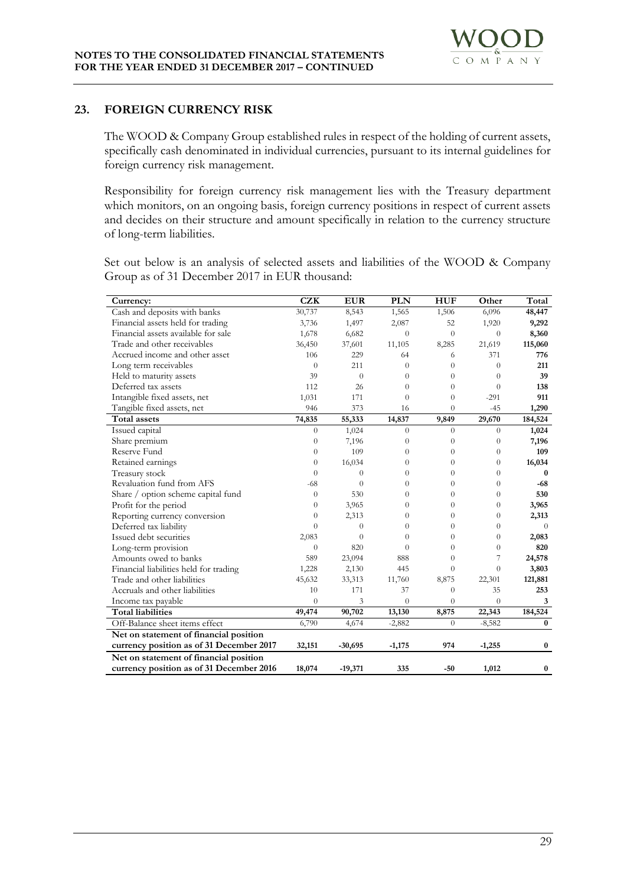## 23. FOREIGN CURRENCY RISK

The WOOD & Company Group established rules in respect of the holding of current assets, specifically cash denominated in individual currencies, pursuant to its internal guidelines for foreign currency risk management.

Responsibility for foreign currency risk management lies with the Treasury department which monitors, on an ongoing basis, foreign currency positions in respect of current assets and decides on their structure and amount specifically in relation to the currency structure of long-term liabilities.

Set out below is an analysis of selected assets and liabilities of the WOOD & Company Group as of 31 December 2017 in EUR thousand:

| Currency: | CZK | EUR | PLN | HUF | Other | Total |
|---|---|---|---|---|---|---|
| Cash and deposits with banks | 30,737 | 8,543 | 1,565 | 1,506 | 6,096 | **48,447** |
| Financial assets held for trading | 3,736 | 1,497 | 2,087 | 52 | 1,920 | **9,292** |
| Financial assets available for sale | 1,678 | 6,682 | 0 | 0 | 0 | **8,360** |
| Trade and other receivables | 36,450 | 37,601 | 11,105 | 8,285 | 21,619 | **115,060** |
| Accrued income and other asset | 106 | 229 | 64 | 6 | 371 | **776** |
| Long term receivables | 0 | 211 | 0 | 0 | 0 | **211** |
| Held to maturity assets | 39 | 0 | 0 | 0 | 0 | **39** |
| Deferred tax assets | 112 | 26 | 0 | 0 | 0 | **138** |
| Intangible fixed assets, net | 1,031 | 171 | 0 | 0 | -291 | **911** |
| Tangible fixed assets, net | 946 | 373 | 16 | 0 | -45 | **1,290** |
| **Total assets** | **74,835** | **55,333** | **14,837** | **9,849** | **29,670** | **184,524** |
| Issued capital | 0 | 1,024 | 0 | 0 | 0 | **1,024** |
| Share premium | 0 | 7,196 | 0 | 0 | 0 | **7,196** |
| Reserve Fund | 0 | 109 | 0 | 0 | 0 | **109** |
| Retained earnings | 0 | 16,034 | 0 | 0 | 0 | **16,034** |
| Treasury stock | 0 | 0 | 0 | 0 | 0 | **0** |
| Revaluation fund from AFS | -68 | 0 | 0 | 0 | 0 | **-68** |
| Share / option scheme capital fund | 0 | 530 | 0 | 0 | 0 | **530** |
| Profit for the period | 0 | 3,965 | 0 | 0 | 0 | **3,965** |
| Reporting currency conversion | 0 | 2,313 | 0 | 0 | 0 | **2,313** |
| Deferred tax liability | 0 | 0 | 0 | 0 | 0 | 0 |
| Issued debt securities | 2,083 | 0 | 0 | 0 | 0 | **2,083** |
| Long-term provision | 0 | 820 | 0 | 0 | 0 | **820** |
| Amounts owed to banks | 589 | 23,094 | 888 | 0 | 7 | **24,578** |
| Financial liabilities held for trading | 1,228 | 2,130 | 445 | 0 | 0 | **3,803** |
| Trade and other liabilities | 45,632 | 33,313 | 11,760 | 8,875 | 22,301 | **121,881** |
| Accruals and other liabilities | 10 | 171 | 37 | 0 | 35 | **253** |
| Income tax payable | 0 | 3 | 0 | 0 | 0 | **3** |
| **Total liabilities** | **49,474** | **90,702** | **13,130** | **8,875** | **22,343** | **184,524** |
| Off-Balance sheet items effect | 6,790 | 4,674 | -2,882 | 0 | -8,582 | **0** |
| **Net on statement of financial position currency position as of 31 December 2017** | **32,151** | **-30,695** | **-1,175** | **974** | **-1,255** | **0** |
| **Net on statement of financial position currency position as of 31 December 2016** | **18,074** | **-19,371** | **335** | **-50** | **1,012** | **0** |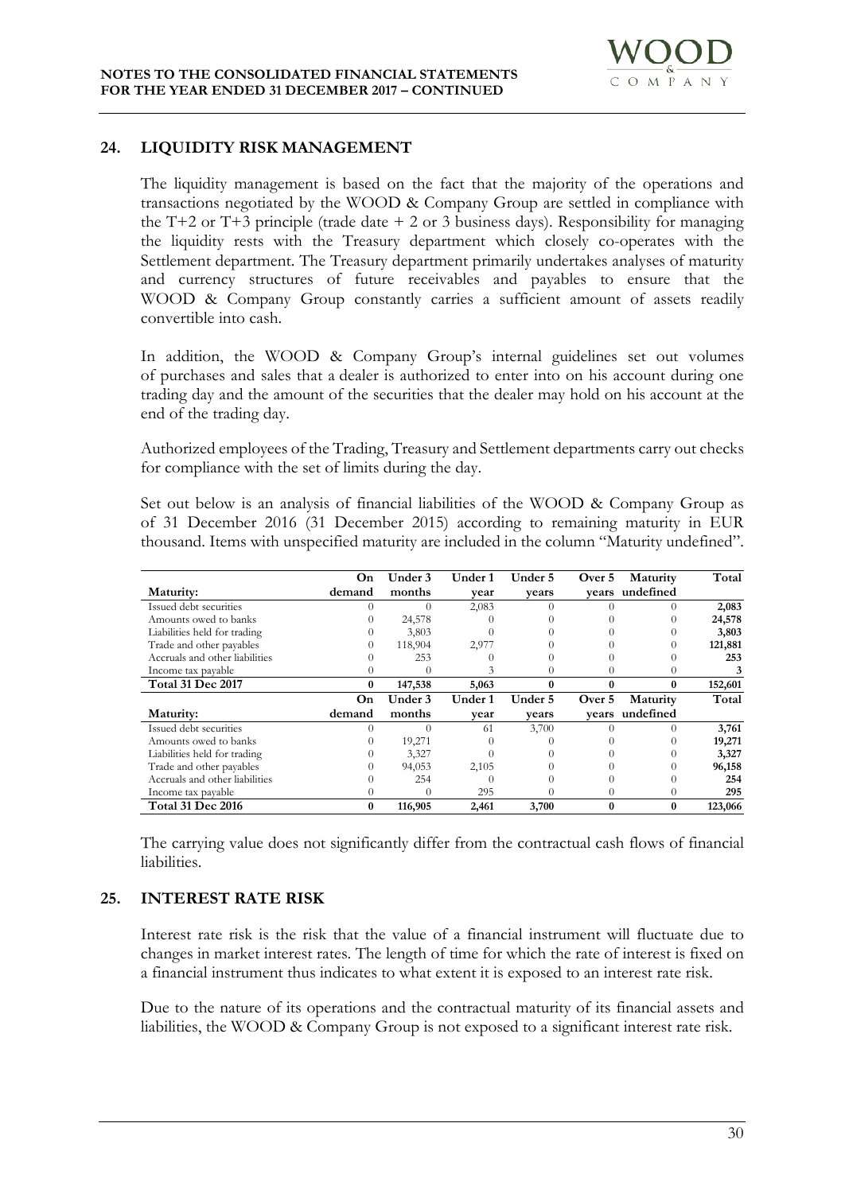## 24. LIQUIDITY RISK MANAGEMENT

The liquidity management is based on the fact that the majority of the operations and transactions negotiated by the WOOD & Company Group are settled in compliance with the T+2 or T+3 principle (trade date + 2 or 3 business days). Responsibility for managing the liquidity rests with the Treasury department which closely co-operates with the Settlement department. The Treasury department primarily undertakes analyses of maturity and currency structures of future receivables and payables to ensure that the WOOD & Company Group constantly carries a sufficient amount of assets readily convertible into cash.

In addition, the WOOD & Company Group's internal guidelines set out volumes of purchases and sales that a dealer is authorized to enter into on his account during one trading day and the amount of the securities that the dealer may hold on his account at the end of the trading day.

Authorized employees of the Trading, Treasury and Settlement departments carry out checks for compliance with the set of limits during the day.

Set out below is an analysis of financial liabilities of the WOOD & Company Group as of 31 December 2016 (31 December 2015) according to remaining maturity in EUR thousand. Items with unspecified maturity are included in the column "Maturity undefined".

| Maturity: | On demand | Under 3 months | Under 1 year | Under 5 years | Over 5 years | Maturity undefined | Total |
|---|---|---|---|---|---|---|---|
| Issued debt securities | 0 | 0 | 2,083 | 0 | 0 | 0 | **2,083** |
| Amounts owed to banks | 0 | 24,578 | 0 | 0 | 0 | 0 | **24,578** |
| Liabilities held for trading | 0 | 3,803 | 0 | 0 | 0 | 0 | **3,803** |
| Trade and other payables | 0 | 118,904 | 2,977 | 0 | 0 | 0 | **121,881** |
| Accruals and other liabilities | 0 | 253 | 0 | 0 | 0 | 0 | **253** |
| Income tax payable | 0 | 0 | 3 | 0 | 0 | 0 | **3** |
| **Total 31 Dec 2017** | **0** | **147,538** | **5,063** | **0** | **0** | **0** | **152,601** |
| **Maturity:** | **On demand** | **Under 3 months** | **Under 1 year** | **Under 5 years** | **Over 5 years** | **Maturity undefined** | **Total** |
| Issued debt securities | 0 | 0 | 61 | 3,700 | 0 | 0 | **3,761** |
| Amounts owed to banks | 0 | 19,271 | 0 | 0 | 0 | 0 | **19,271** |
| Liabilities held for trading | 0 | 3,327 | 0 | 0 | 0 | 0 | **3,327** |
| Trade and other payables | 0 | 94,053 | 2,105 | 0 | 0 | 0 | **96,158** |
| Accruals and other liabilities | 0 | 254 | 0 | 0 | 0 | 0 | **254** |
| Income tax payable | 0 | 0 | 295 | 0 | 0 | 0 | **295** |
| **Total 31 Dec 2016** | **0** | **116,905** | **2,461** | **3,700** | **0** | **0** | **123,066** |

The carrying value does not significantly differ from the contractual cash flows of financial liabilities.

## 25. INTEREST RATE RISK

Interest rate risk is the risk that the value of a financial instrument will fluctuate due to changes in market interest rates. The length of time for which the rate of interest is fixed on a financial instrument thus indicates to what extent it is exposed to an interest rate risk.

Due to the nature of its operations and the contractual maturity of its financial assets and liabilities, the WOOD & Company Group is not exposed to a significant interest rate risk.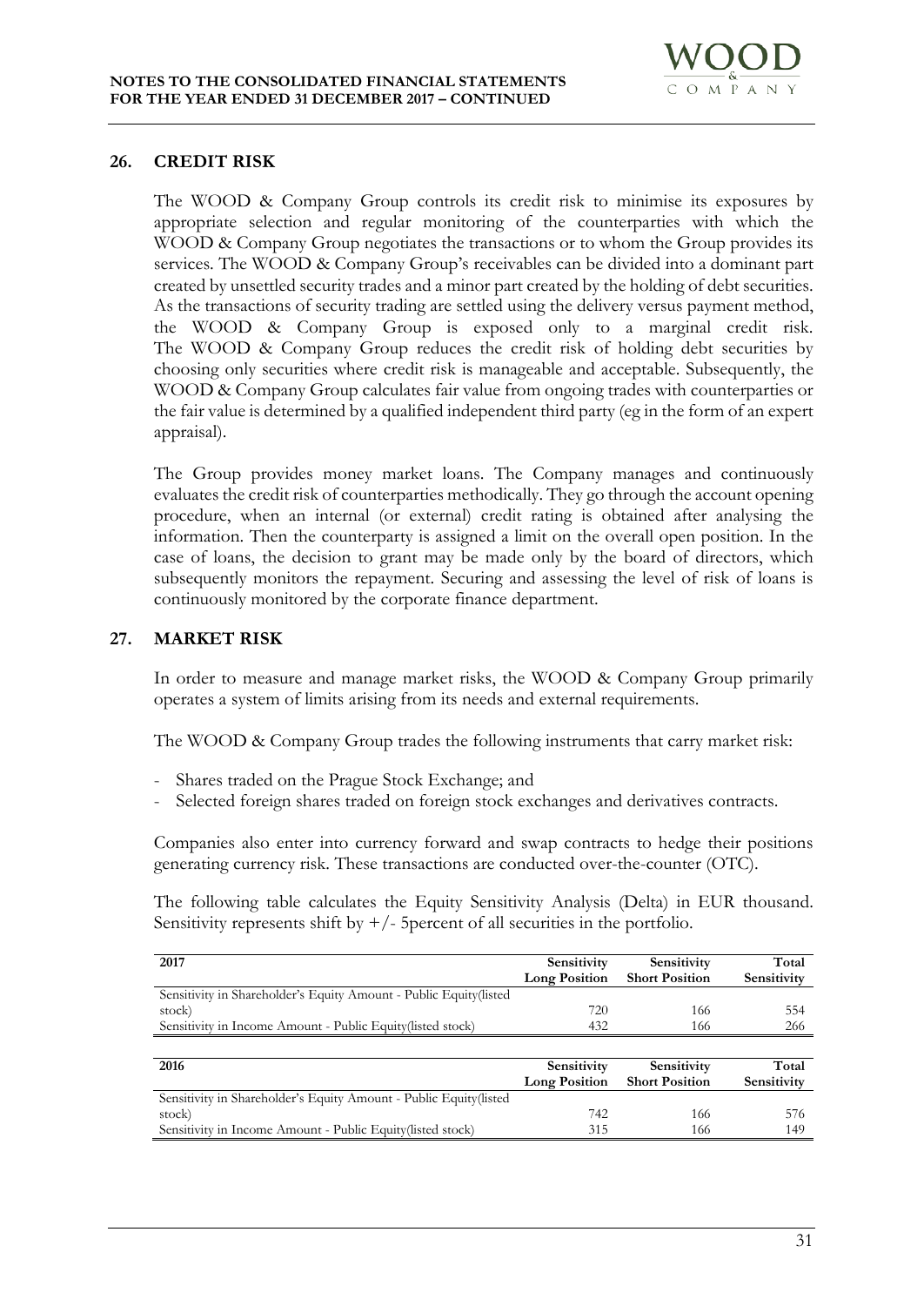## 26. CREDIT RISK

The WOOD & Company Group controls its credit risk to minimise its exposures by appropriate selection and regular monitoring of the counterparties with which the WOOD & Company Group negotiates the transactions or to whom the Group provides its services. The WOOD & Company Group's receivables can be divided into a dominant part created by unsettled security trades and a minor part created by the holding of debt securities. As the transactions of security trading are settled using the delivery versus payment method, the WOOD & Company Group is exposed only to a marginal credit risk. The WOOD & Company Group reduces the credit risk of holding debt securities by choosing only securities where credit risk is manageable and acceptable. Subsequently, the WOOD & Company Group calculates fair value from ongoing trades with counterparties or the fair value is determined by a qualified independent third party (eg in the form of an expert appraisal).

The Group provides money market loans. The Company manages and continuously evaluates the credit risk of counterparties methodically. They go through the account opening procedure, when an internal (or external) credit rating is obtained after analysing the information. Then the counterparty is assigned a limit on the overall open position. In the case of loans, the decision to grant may be made only by the board of directors, which subsequently monitors the repayment. Securing and assessing the level of risk of loans is continuously monitored by the corporate finance department.

## 27. MARKET RISK

In order to measure and manage market risks, the WOOD & Company Group primarily operates a system of limits arising from its needs and external requirements.

The WOOD & Company Group trades the following instruments that carry market risk:

- Shares traded on the Prague Stock Exchange; and
- Selected foreign shares traded on foreign stock exchanges and derivatives contracts.

Companies also enter into currency forward and swap contracts to hedge their positions generating currency risk. These transactions are conducted over-the-counter (OTC).

The following table calculates the Equity Sensitivity Analysis (Delta) in EUR thousand. Sensitivity represents shift by +/- 5percent of all securities in the portfolio.

| 2017 | Sensitivity Long Position | Sensitivity Short Position | Total Sensitivity |
|---|---|---|---|
| Sensitivity in Shareholder's Equity Amount - Public Equity(listed stock) | 720 | 166 | 554 |
| Sensitivity in Income Amount - Public Equity(listed stock) | 432 | 166 | 266 |

| 2016 | Sensitivity Long Position | Sensitivity Short Position | Total Sensitivity |
|---|---|---|---|
| Sensitivity in Shareholder's Equity Amount - Public Equity(listed stock) | 742 | 166 | 576 |
| Sensitivity in Income Amount - Public Equity(listed stock) | 315 | 166 | 149 |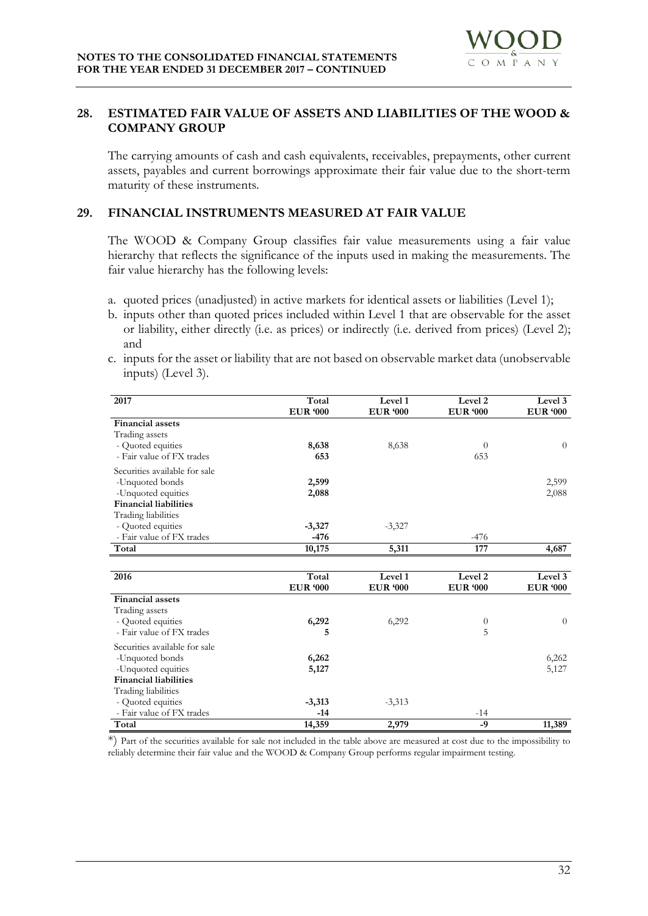## 28. ESTIMATED FAIR VALUE OF ASSETS AND LIABILITIES OF THE WOOD & COMPANY GROUP

The carrying amounts of cash and cash equivalents, receivables, prepayments, other current assets, payables and current borrowings approximate their fair value due to the short-term maturity of these instruments.

## 29. FINANCIAL INSTRUMENTS MEASURED AT FAIR VALUE

The WOOD & Company Group classifies fair value measurements using a fair value hierarchy that reflects the significance of the inputs used in making the measurements. The fair value hierarchy has the following levels:

a. quoted prices (unadjusted) in active markets for identical assets or liabilities (Level 1);
b. inputs other than quoted prices included within Level 1 that are observable for the asset or liability, either directly (i.e. as prices) or indirectly (i.e. derived from prices) (Level 2); and
c. inputs for the asset or liability that are not based on observable market data (unobservable inputs) (Level 3).

| 2017 | Total<br>EUR '000 | Level 1<br>EUR '000 | Level 2<br>EUR '000 | Level 3<br>EUR '000 |
|---|---|---|---|---|
| **Financial assets** | | | | |
| Trading assets | | | | |
| - Quoted equities | **8,638** | 8,638 | 0 | 0 |
| - Fair value of FX trades | **653** | | 653 | |
| Securities available for sale | | | | |
| -Unquoted bonds | **2,599** | | | 2,599 |
| -Unquoted equities | **2,088** | | | 2,088 |
| **Financial liabilities** | | | | |
| Trading liabilities | | | | |
| - Quoted equities | **-3,327** | -3,327 | | |
| - Fair value of FX trades | **-476** | | -476 | |
| **Total** | **10,175** | **5,311** | **177** | **4,687** |

| 2016 | Total<br>EUR '000 | Level 1<br>EUR '000 | Level 2<br>EUR '000 | Level 3<br>EUR '000 |
|---|---|---|---|---|
| **Financial assets** | | | | |
| Trading assets | | | | |
| - Quoted equities | **6,292** | 6,292 | 0 | 0 |
| - Fair value of FX trades | **5** | | 5 | |
| Securities available for sale | | | | |
| -Unquoted bonds | **6,262** | | | 6,262 |
| -Unquoted equities | **5,127** | | | 5,127 |
| **Financial liabilities** | | | | |
| Trading liabilities | | | | |
| - Quoted equities | **-3,313** | -3,313 | | |
| - Fair value of FX trades | **-14** | | -14 | |
| **Total** | **14,359** | **2,979** | **-9** | **11,389** |

*) Part of the securities available for sale not included in the table above are measured at cost due to the impossibility to reliably determine their fair value and the WOOD & Company Group performs regular impairment testing.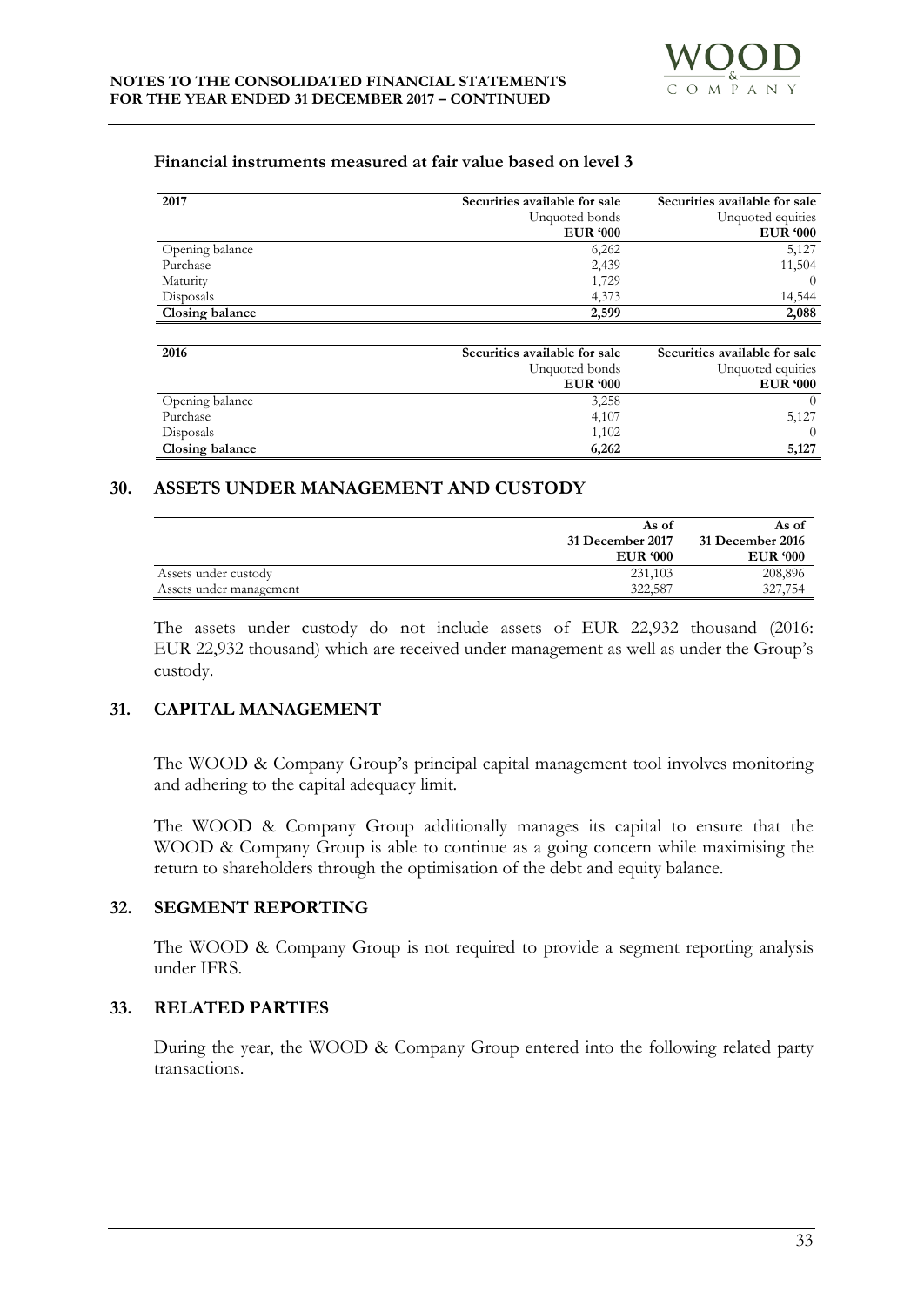**Financial instruments measured at fair value based on level 3**

| 2017 | Securities available for sale | Securities available for sale |
|---|---|---|
| | Unquoted bonds | Unquoted equities |
| | **EUR '000** | **EUR '000** |
| Opening balance | 6,262 | 5,127 |
| Purchase | 2,439 | 11,504 |
| Maturity | 1,729 | 0 |
| Disposals | 4,373 | 14,544 |
| **Closing balance** | **2,599** | **2,088** |

| 2016 | Securities available for sale | Securities available for sale |
|---|---|---|
| | Unquoted bonds | Unquoted equities |
| | **EUR '000** | **EUR '000** |
| Opening balance | 3,258 | 0 |
| Purchase | 4,107 | 5,127 |
| Disposals | 1,102 | 0 |
| **Closing balance** | **6,262** | **5,127** |

## 30. ASSETS UNDER MANAGEMENT AND CUSTODY

| | As of 31 December 2017 | As of 31 December 2016 |
|---|---|---|
| | **EUR '000** | **EUR '000** |
| Assets under custody | 231,103 | 208,896 |
| Assets under management | 322,587 | 327,754 |

The assets under custody do not include assets of EUR 22,932 thousand (2016: EUR 22,932 thousand) which are received under management as well as under the Group's custody.

## 31. CAPITAL MANAGEMENT

The WOOD & Company Group's principal capital management tool involves monitoring and adhering to the capital adequacy limit.

The WOOD & Company Group additionally manages its capital to ensure that the WOOD & Company Group is able to continue as a going concern while maximising the return to shareholders through the optimisation of the debt and equity balance.

## 32. SEGMENT REPORTING

The WOOD & Company Group is not required to provide a segment reporting analysis under IFRS.

## 33. RELATED PARTIES

During the year, the WOOD & Company Group entered into the following related party transactions.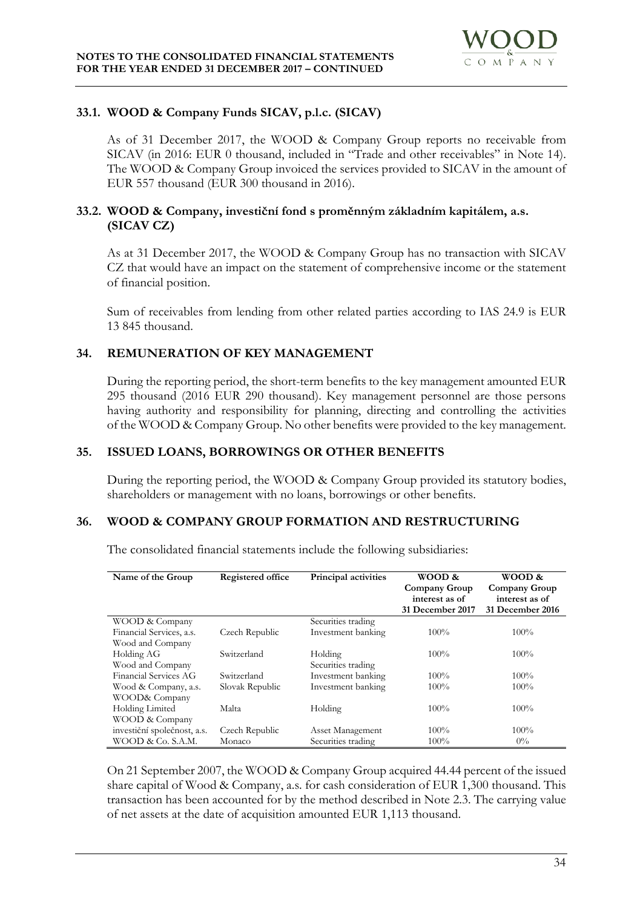### 33.1. WOOD & Company Funds SICAV, p.l.c. (SICAV)

As of 31 December 2017, the WOOD & Company Group reports no receivable from SICAV (in 2016: EUR 0 thousand, included in "Trade and other receivables" in Note 14). The WOOD & Company Group invoiced the services provided to SICAV in the amount of EUR 557 thousand (EUR 300 thousand in 2016).

### 33.2. WOOD & Company, investiční fond s proměnným základním kapitálem, a.s. (SICAV CZ)

As at 31 December 2017, the WOOD & Company Group has no transaction with SICAV CZ that would have an impact on the statement of comprehensive income or the statement of financial position.

Sum of receivables from lending from other related parties according to IAS 24.9 is EUR 13 845 thousand.

## 34. REMUNERATION OF KEY MANAGEMENT

During the reporting period, the short-term benefits to the key management amounted EUR 295 thousand (2016 EUR 290 thousand). Key management personnel are those persons having authority and responsibility for planning, directing and controlling the activities of the WOOD & Company Group. No other benefits were provided to the key management.

## 35. ISSUED LOANS, BORROWINGS OR OTHER BENEFITS

During the reporting period, the WOOD & Company Group provided its statutory bodies, shareholders or management with no loans, borrowings or other benefits.

## 36. WOOD & COMPANY GROUP FORMATION AND RESTRUCTURING

The consolidated financial statements include the following subsidiaries:

| Name of the Group | Registered office | Principal activities | WOOD & Company Group interest as of 31 December 2017 | WOOD & Company Group interest as of 31 December 2016 |
|---|---|---|---|---|
| WOOD & Company Financial Services, a.s. | Czech Republic | Securities trading Investment banking | 100% | 100% |
| Wood and Company Holding AG | Switzerland | Holding | 100% | 100% |
| Wood and Company Financial Services AG | Switzerland | Securities trading Investment banking | 100% | 100% |
| Wood & Company, a.s. | Slovak Republic | Investment banking | 100% | 100% |
| WOOD& Company Holding Limited | Malta | Holding | 100% | 100% |
| WOOD & Company investiční společnost, a.s. | Czech Republic | Asset Management | 100% | 100% |
| WOOD & Co. S.A.M. | Monaco | Securities trading | 100% | 0% |

On 21 September 2007, the WOOD & Company Group acquired 44.44 percent of the issued share capital of Wood & Company, a.s. for cash consideration of EUR 1,300 thousand. This transaction has been accounted for by the method described in Note 2.3. The carrying value of net assets at the date of acquisition amounted EUR 1,113 thousand.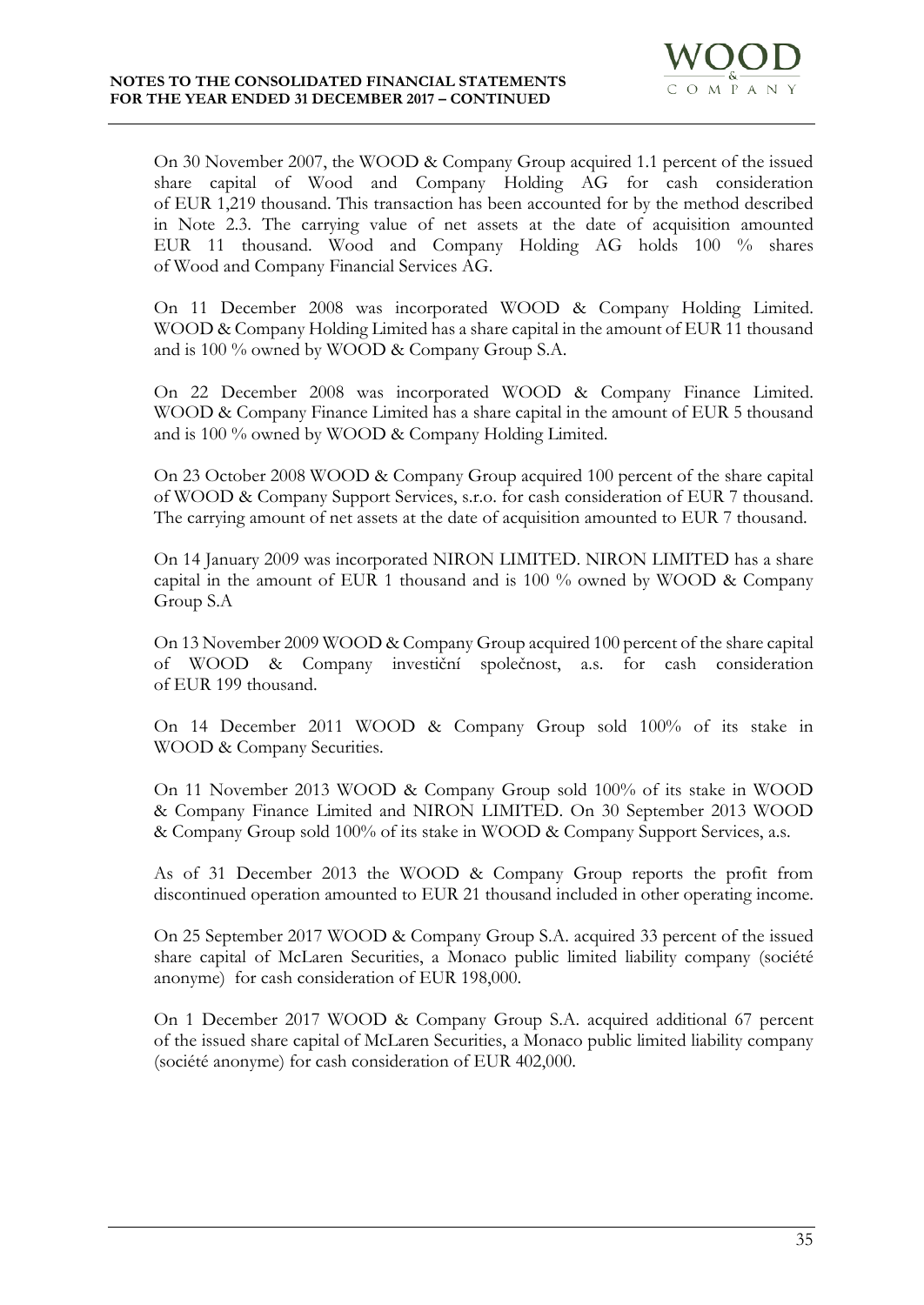On 30 November 2007, the WOOD & Company Group acquired 1.1 percent of the issued share capital of Wood and Company Holding AG for cash consideration of EUR 1,219 thousand. This transaction has been accounted for by the method described in Note 2.3. The carrying value of net assets at the date of acquisition amounted EUR 11 thousand. Wood and Company Holding AG holds 100 % shares of Wood and Company Financial Services AG.

On 11 December 2008 was incorporated WOOD & Company Holding Limited. WOOD & Company Holding Limited has a share capital in the amount of EUR 11 thousand and is 100 % owned by WOOD & Company Group S.A.

On 22 December 2008 was incorporated WOOD & Company Finance Limited. WOOD & Company Finance Limited has a share capital in the amount of EUR 5 thousand and is 100 % owned by WOOD & Company Holding Limited.

On 23 October 2008 WOOD & Company Group acquired 100 percent of the share capital of WOOD & Company Support Services, s.r.o. for cash consideration of EUR 7 thousand. The carrying amount of net assets at the date of acquisition amounted to EUR 7 thousand.

On 14 January 2009 was incorporated NIRON LIMITED. NIRON LIMITED has a share capital in the amount of EUR 1 thousand and is 100 % owned by WOOD & Company Group S.A

On 13 November 2009 WOOD & Company Group acquired 100 percent of the share capital of WOOD & Company investiční společnost, a.s. for cash consideration of EUR 199 thousand.

On 14 December 2011 WOOD & Company Group sold 100% of its stake in WOOD & Company Securities.

On 11 November 2013 WOOD & Company Group sold 100% of its stake in WOOD & Company Finance Limited and NIRON LIMITED. On 30 September 2013 WOOD & Company Group sold 100% of its stake in WOOD & Company Support Services, a.s.

As of 31 December 2013 the WOOD & Company Group reports the profit from discontinued operation amounted to EUR 21 thousand included in other operating income.

On 25 September 2017 WOOD & Company Group S.A. acquired 33 percent of the issued share capital of McLaren Securities, a Monaco public limited liability company (société anonyme) for cash consideration of EUR 198,000.

On 1 December 2017 WOOD & Company Group S.A. acquired additional 67 percent of the issued share capital of McLaren Securities, a Monaco public limited liability company (société anonyme) for cash consideration of EUR 402,000.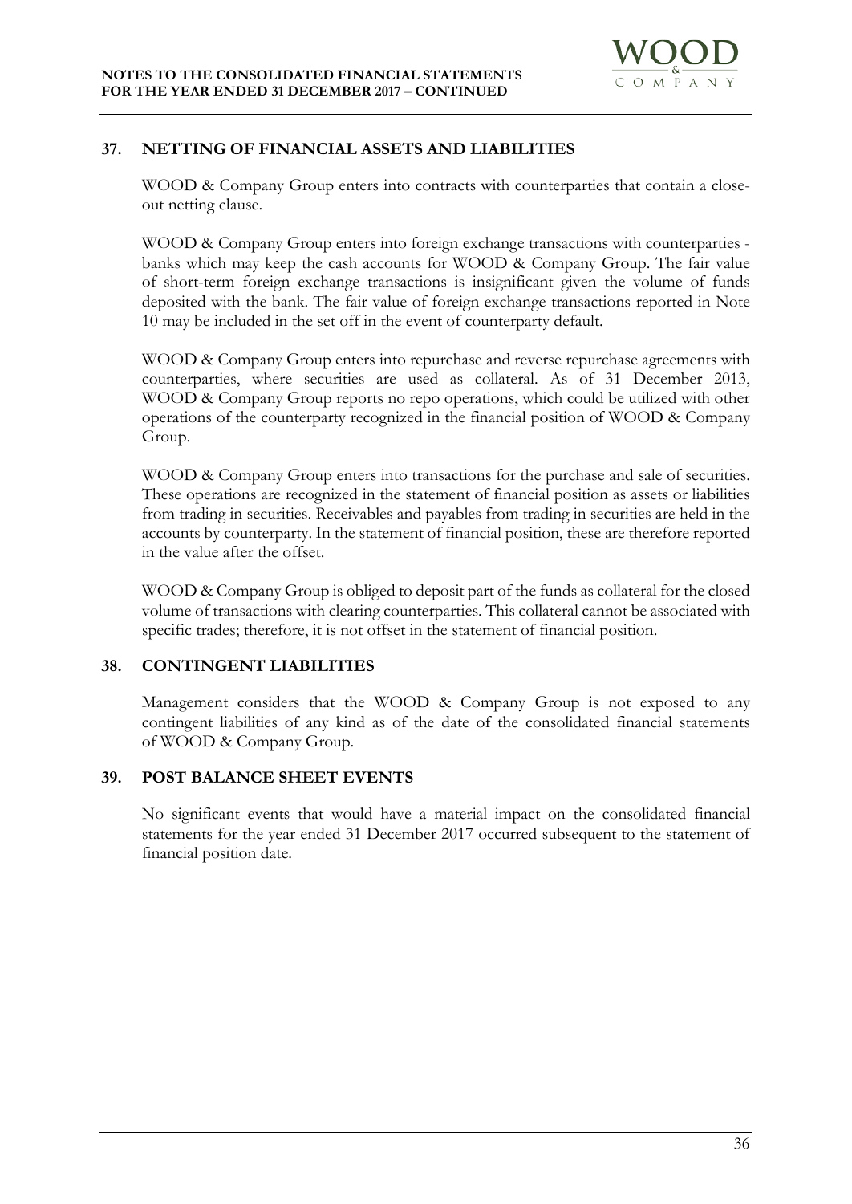## 37. NETTING OF FINANCIAL ASSETS AND LIABILITIES

WOOD & Company Group enters into contracts with counterparties that contain a close-out netting clause.

WOOD & Company Group enters into foreign exchange transactions with counterparties - banks which may keep the cash accounts for WOOD & Company Group. The fair value of short-term foreign exchange transactions is insignificant given the volume of funds deposited with the bank. The fair value of foreign exchange transactions reported in Note 10 may be included in the set off in the event of counterparty default.

WOOD & Company Group enters into repurchase and reverse repurchase agreements with counterparties, where securities are used as collateral. As of 31 December 2013, WOOD & Company Group reports no repo operations, which could be utilized with other operations of the counterparty recognized in the financial position of WOOD & Company Group.

WOOD & Company Group enters into transactions for the purchase and sale of securities. These operations are recognized in the statement of financial position as assets or liabilities from trading in securities. Receivables and payables from trading in securities are held in the accounts by counterparty. In the statement of financial position, these are therefore reported in the value after the offset.

WOOD & Company Group is obliged to deposit part of the funds as collateral for the closed volume of transactions with clearing counterparties. This collateral cannot be associated with specific trades; therefore, it is not offset in the statement of financial position.

## 38. CONTINGENT LIABILITIES

Management considers that the WOOD & Company Group is not exposed to any contingent liabilities of any kind as of the date of the consolidated financial statements of WOOD & Company Group.

## 39. POST BALANCE SHEET EVENTS

No significant events that would have a material impact on the consolidated financial statements for the year ended 31 December 2017 occurred subsequent to the statement of financial position date.